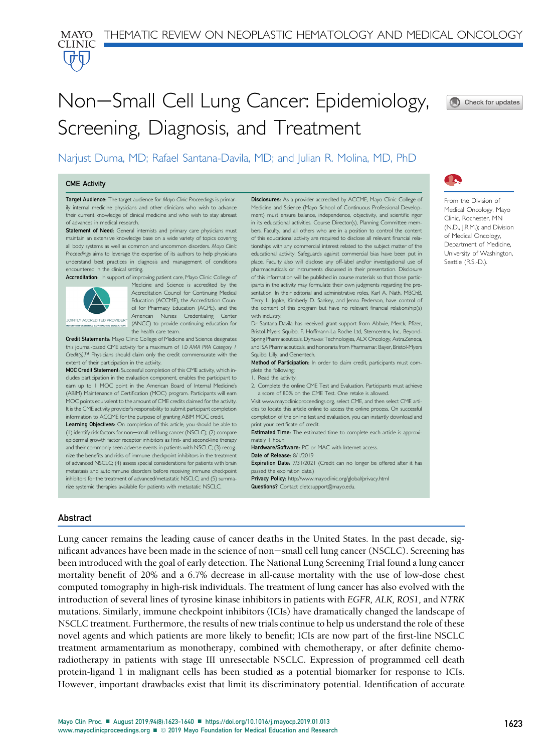THEMATIC REVIEW ON NEOPLASTIC HEMATOLOGY AND MEDICAL ONCOLOGY

# Non−Small Cell Lung Cancer: Epidemiology, Screening, Diagnosis, and Treatment

Narjust Duma, MD; Rafael Santana-Davila, MD; and Julian R. Molina, MD, PhD

From the Division of Medical Oncology, Mayo Clinic, Rochester, MN (N.D., J.R.M.); and Division of Medical Oncology, Department of Medicine, University of Washington, Seattle (R.S.-D.).

## CME Activity

**Target Audience:** The target audience for *Mayo Clinic Proceedings* is primarily internal medicine physicians and other clinicians who wish to advance their current knowledge of clinical medicine and who wish to stay abreast of advances in medical research.

**Statement of Need:** General internists and primary care physicians must maintain an extensive knowledge base on a wide variety of topics covering all body systems as well as common and uncommon disorders. *Mayo Clinic Proceedings* aims to leverage the expertise of its authors to help physicians understand best practices in diagnosis and management of conditions encountered in the clinical setting.

**Accreditation:** In support of improving patient care, Mayo Clinic College of Medicine and Science is accredited by the Accreditation Council for Continuing Medical Education (ACCME), the Accreditation Council for Pharmacy Education (ACPE), and the American Nurses Credentialing Center (ANCC) to provide continuing education for the health care team.

**Credit Statements:** Mayo Clinic College of Medicine and Science designates this journal-based CME activity for a maximum of 1.0 *AMA PRA Category 1 Credit(s).*™ Physicians should claim only the credit commensurate with the extent of their participation in the activity.

**MOC Credit Statement:** Successful completion of this CME activity, which includes participation in the evaluation component, enables the participant to earn up to 1 MOC point in the American Board of Internal Medicine's (ABIM) Maintenance of Certification (MOC) program. Participants will earn MOC points equivalent to the amount of CME credits claimed for the activity. It is the CME activity provider's responsibility to submit participant completion information to ACCME for the purpose of granting ABIM MOC credit.

**Learning Objectives:** On completion of this article, you should be able to (1) identify risk factors for non−small cell lung cancer (NSCLC); (2) compare epidermal growth factor receptor inhibitors as first- and second-line therapy and their commonly seen adverse events in patients with NSCLC; (3) recognize the benefits and risks of immune checkpoint inhibitors in the treatment of advanced NSCLC; (4) assess special considerations for patients with brain metastasis and autoimmune disorders before receiving immune checkpoint inhibitors for the treatment of advanced/metastatic NSCLC; and (5) summarize systemic therapies available for patients with metastatic NSCLC.

**Disclosures:** As a provider accredited by ACCME, Mayo Clinic College of Medicine and Science (Mayo School of Continuous Professional Development) must ensure balance, independence, objectivity, and scientific rigor in its educational activities. Course Director(s), Planning Committee members, Faculty, and all others who are in a position to control the content of this educational activity are required to disclose all relevant financial relationships with any commercial interest related to the subject matter of the educational activity. Safeguards against commercial bias have been put in place. Faculty also will disclose any off-label and/or investigational use of pharmaceuticals or instruments discussed in their presentation. Disclosure of this information will be published in course materials so that those participants in the activity may formulate their own judgments regarding the presentation. In their editorial and administrative roles, Karl A. Nath, MBChB, Terry L. Jopke, Kimberly D. Sankey, and Jenna Pederson, have control of the content of this program but have no relevant financial relationship(s) with industry.

Dr Santana-Davila has received grant support from Abbvie, Merck, Pfizer, Bristol-Myers Squibb, F. Hoffmann-La Roche Ltd, Stemcentrx, Inc., BeyondSpring Pharmaceuticals, Dynavax Technologies, ALX Oncology, AstraZeneca, and ISA Pharmaceuticals, and honoraria from Pharmamar. Bayer, Bristol-Myers Squibb, Lilly, and Genentech.

**Method of Participation:** In order to claim credit, participants must complete the following:

1. Read the activity.
2. Complete the online CME Test and Evaluation. Participants must achieve a score of 80% on the CME Test. One retake is allowed.

Visit www.mayoclinicproceedings.org, select CME, and then select CME articles to locate this article online to access the online process. On successful completion of the online test and evaluation, you can instantly download and print your certificate of credit.

**Estimated Time:** The estimated time to complete each article is approximately 1 hour.

**Hardware/Software:** PC or MAC with Internet access.

**Date of Release:** 8/1/2019

**Expiration Date:** 7/31/2021 (Credit can no longer be offered after it has passed the expiration date.)

**Privacy Policy:** http://www.mayoclinic.org/global/privacy.html

**Questions?** Contact dletcsupport@mayo.edu.

## Abstract

Lung cancer remains the leading cause of cancer deaths in the United States. In the past decade, significant advances have been made in the science of non−small cell lung cancer (NSCLC). Screening has been introduced with the goal of early detection. The National Lung Screening Trial found a lung cancer mortality benefit of 20% and a 6.7% decrease in all-cause mortality with the use of low-dose chest computed tomography in high-risk individuals. The treatment of lung cancer has also evolved with the introduction of several lines of tyrosine kinase inhibitors in patients with *EGFR, ALK, ROS1,* and *NTRK* mutations. Similarly, immune checkpoint inhibitors (ICIs) have dramatically changed the landscape of NSCLC treatment. Furthermore, the results of new trials continue to help us understand the role of these novel agents and which patients are more likely to benefit; ICIs are now part of the first-line NSCLC treatment armamentarium as monotherapy, combined with chemotherapy, or after definite chemoradiotherapy in patients with stage III unresectable NSCLC. Expression of programmed cell death protein-ligand 1 in malignant cells has been studied as a potential biomarker for response to ICIs. However, important drawbacks exist that limit its discriminatory potential. Identification of accurate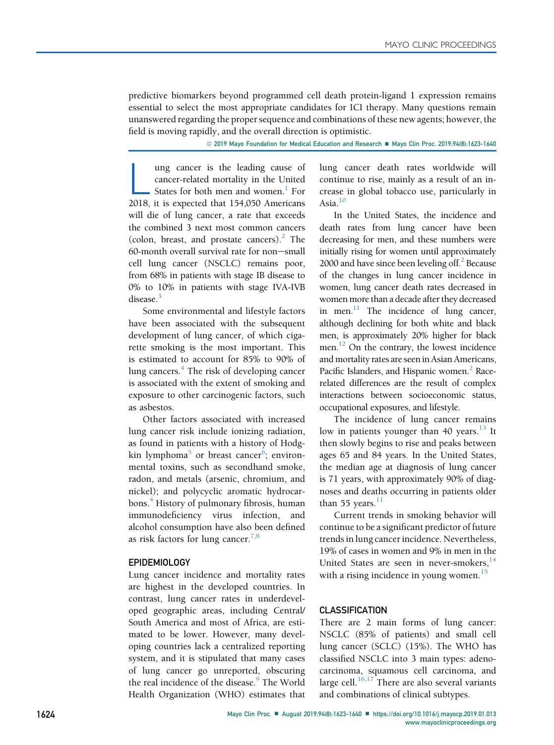predictive biomarkers beyond programmed cell death protein-ligand 1 expression remains essential to select the most appropriate candidates for ICI therapy. Many questions remain unanswered regarding the proper sequence and combinations of these new agents; however, the field is moving rapidly, and the overall direction is optimistic.

© 2019 Mayo Foundation for Medical Education and Research ■ Mayo Clin Proc. 2019;94(8):1623-1640

Lung cancer is the leading cause of cancer-related mortality in the United States for both men and women.[1] For 2018, it is expected that 154,050 Americans will die of lung cancer, a rate that exceeds the combined 3 next most common cancers (colon, breast, and prostate cancers).[2] The 60-month overall survival rate for non−small cell lung cancer (NSCLC) remains poor, from 68% in patients with stage IB disease to 0% to 10% in patients with stage IVA-IVB disease.[3]

Some environmental and lifestyle factors have been associated with the subsequent development of lung cancer, of which cigarette smoking is the most important. This is estimated to account for 85% to 90% of lung cancers.[4] The risk of developing cancer is associated with the extent of smoking and exposure to other carcinogenic factors, such as asbestos.

Other factors associated with increased lung cancer risk include ionizing radiation, as found in patients with a history of Hodgkin lymphoma[5] or breast cancer[6]; environmental toxins, such as secondhand smoke, radon, and metals (arsenic, chromium, and nickel); and polycyclic aromatic hydrocarbons.[4] History of pulmonary fibrosis, human immunodeficiency virus infection, and alcohol consumption have also been defined as risk factors for lung cancer.[7,8]

## EPIDEMIOLOGY

Lung cancer incidence and mortality rates are highest in the developed countries. In contrast, lung cancer rates in underdeveloped geographic areas, including Central/South America and most of Africa, are estimated to be lower. However, many developing countries lack a centralized reporting system, and it is stipulated that many cases of lung cancer go unreported, obscuring the real incidence of the disease.[9] The World Health Organization (WHO) estimates that lung cancer death rates worldwide will continue to rise, mainly as a result of an increase in global tobacco use, particularly in Asia.[10]

In the United States, the incidence and death rates from lung cancer have been decreasing for men, and these numbers were initially rising for women until approximately 2000 and have since been leveling off.[2] Because of the changes in lung cancer incidence in women, lung cancer death rates decreased in women more than a decade after they decreased in men.[11] The incidence of lung cancer, although declining for both white and black men, is approximately 20% higher for black men.[12] On the contrary, the lowest incidence and mortality rates are seen in Asian Americans, Pacific Islanders, and Hispanic women.[2] Race-related differences are the result of complex interactions between socioeconomic status, occupational exposures, and lifestyle.

The incidence of lung cancer remains low in patients younger than 40 years.[13] It then slowly begins to rise and peaks between ages 65 and 84 years. In the United States, the median age at diagnosis of lung cancer is 71 years, with approximately 90% of diagnoses and deaths occurring in patients older than 55 years.[11]

Current trends in smoking behavior will continue to be a significant predictor of future trends in lung cancer incidence. Nevertheless, 19% of cases in women and 9% in men in the United States are seen in never-smokers,[14] with a rising incidence in young women.[15]

## CLASSIFICATION

There are 2 main forms of lung cancer: NSCLC (85% of patients) and small cell lung cancer (SCLC) (15%). The WHO has classified NSCLC into 3 main types: adenocarcinoma, squamous cell carcinoma, and large cell.[16,17] There are also several variants and combinations of clinical subtypes.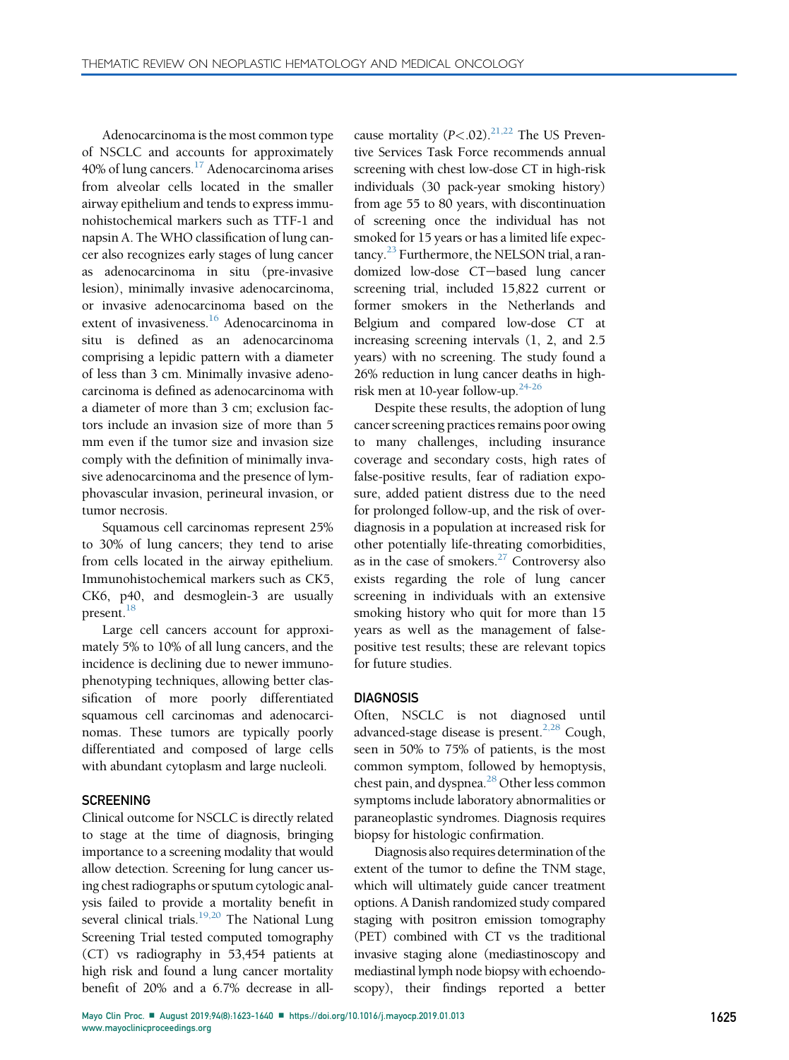Adenocarcinoma is the most common type of NSCLC and accounts for approximately 40% of lung cancers.[17] Adenocarcinoma arises from alveolar cells located in the smaller airway epithelium and tends to express immunohistochemical markers such as TTF-1 and napsin A. The WHO classification of lung cancer also recognizes early stages of lung cancer as adenocarcinoma in situ (pre-invasive lesion), minimally invasive adenocarcinoma, or invasive adenocarcinoma based on the extent of invasiveness.[16] Adenocarcinoma in situ is defined as an adenocarcinoma comprising a lepidic pattern with a diameter of less than 3 cm. Minimally invasive adenocarcinoma is defined as adenocarcinoma with a diameter of more than 3 cm; exclusion factors include an invasion size of more than 5 mm even if the tumor size and invasion size comply with the definition of minimally invasive adenocarcinoma and the presence of lymphovascular invasion, perineural invasion, or tumor necrosis.

Squamous cell carcinomas represent 25% to 30% of lung cancers; they tend to arise from cells located in the airway epithelium. Immunohistochemical markers such as CK5, CK6, p40, and desmoglein-3 are usually present.[18]

Large cell cancers account for approximately 5% to 10% of all lung cancers, and the incidence is declining due to newer immunophenotyping techniques, allowing better classification of more poorly differentiated squamous cell carcinomas and adenocarcinomas. These tumors are typically poorly differentiated and composed of large cells with abundant cytoplasm and large nucleoli.

## SCREENING

Clinical outcome for NSCLC is directly related to stage at the time of diagnosis, bringing importance to a screening modality that would allow detection. Screening for lung cancer using chest radiographs or sputum cytologic analysis failed to provide a mortality benefit in several clinical trials.[19,20] The National Lung Screening Trial tested computed tomography (CT) vs radiography in 53,454 patients at high risk and found a lung cancer mortality benefit of 20% and a 6.7% decrease in all-cause mortality ($P<.02$).[21,22] The US Preventive Services Task Force recommends annual screening with chest low-dose CT in high-risk individuals (30 pack-year smoking history) from age 55 to 80 years, with discontinuation of screening once the individual has not smoked for 15 years or has a limited life expectancy.[23] Furthermore, the NELSON trial, a randomized low-dose CT−based lung cancer screening trial, included 15,822 current or former smokers in the Netherlands and Belgium and compared low-dose CT at increasing screening intervals (1, 2, and 2.5 years) with no screening. The study found a 26% reduction in lung cancer deaths in high-risk men at 10-year follow-up.[24-26]

Despite these results, the adoption of lung cancer screening practices remains poor owing to many challenges, including insurance coverage and secondary costs, high rates of false-positive results, fear of radiation exposure, added patient distress due to the need for prolonged follow-up, and the risk of overdiagnosis in a population at increased risk for other potentially life-threating comorbidities, as in the case of smokers.[27] Controversy also exists regarding the role of lung cancer screening in individuals with an extensive smoking history who quit for more than 15 years as well as the management of false-positive test results; these are relevant topics for future studies.

## DIAGNOSIS

Often, NSCLC is not diagnosed until advanced-stage disease is present.[2,28] Cough, seen in 50% to 75% of patients, is the most common symptom, followed by hemoptysis, chest pain, and dyspnea.[28] Other less common symptoms include laboratory abnormalities or paraneoplastic syndromes. Diagnosis requires biopsy for histologic confirmation.

Diagnosis also requires determination of the extent of the tumor to define the TNM stage, which will ultimately guide cancer treatment options. A Danish randomized study compared staging with positron emission tomography (PET) combined with CT vs the traditional invasive staging alone (mediastinoscopy and mediastinal lymph node biopsy with echoendoscopy), their findings reported a better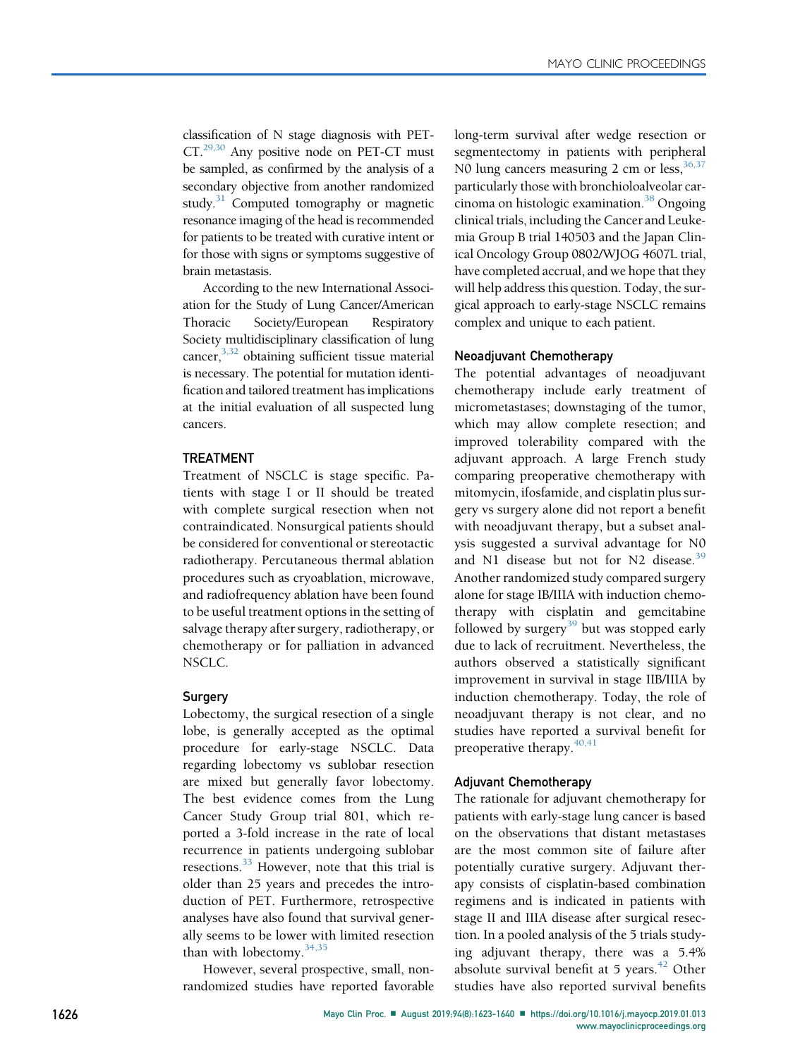classification of N stage diagnosis with PET-CT.[29,30] Any positive node on PET-CT must be sampled, as confirmed by the analysis of a secondary objective from another randomized study.[31] Computed tomography or magnetic resonance imaging of the head is recommended for patients to be treated with curative intent or for those with signs or symptoms suggestive of brain metastasis.

According to the new International Association for the Study of Lung Cancer/American Thoracic Society/European Respiratory Society multidisciplinary classification of lung cancer,[3,32] obtaining sufficient tissue material is necessary. The potential for mutation identification and tailored treatment has implications at the initial evaluation of all suspected lung cancers.

## TREATMENT

Treatment of NSCLC is stage specific. Patients with stage I or II should be treated with complete surgical resection when not contraindicated. Nonsurgical patients should be considered for conventional or stereotactic radiotherapy. Percutaneous thermal ablation procedures such as cryoablation, microwave, and radiofrequency ablation have been found to be useful treatment options in the setting of salvage therapy after surgery, radiotherapy, or chemotherapy or for palliation in advanced NSCLC.

### Surgery

Lobectomy, the surgical resection of a single lobe, is generally accepted as the optimal procedure for early-stage NSCLC. Data regarding lobectomy vs sublobar resection are mixed but generally favor lobectomy. The best evidence comes from the Lung Cancer Study Group trial 801, which reported a 3-fold increase in the rate of local recurrence in patients undergoing sublobar resections.[33] However, note that this trial is older than 25 years and precedes the introduction of PET. Furthermore, retrospective analyses have also found that survival generally seems to be lower with limited resection than with lobectomy.[34,35]

However, several prospective, small, nonrandomized studies have reported favorable long-term survival after wedge resection or segmentectomy in patients with peripheral N0 lung cancers measuring 2 cm or less,[36,37] particularly those with bronchioloalveolar carcinoma on histologic examination.[38] Ongoing clinical trials, including the Cancer and Leukemia Group B trial 140503 and the Japan Clinical Oncology Group 0802/WJOG 4607L trial, have completed accrual, and we hope that they will help address this question. Today, the surgical approach to early-stage NSCLC remains complex and unique to each patient.

### Neoadjuvant Chemotherapy

The potential advantages of neoadjuvant chemotherapy include early treatment of micrometastases; downstaging of the tumor, which may allow complete resection; and improved tolerability compared with the adjuvant approach. A large French study comparing preoperative chemotherapy with mitomycin, ifosfamide, and cisplatin plus surgery vs surgery alone did not report a benefit with neoadjuvant therapy, but a subset analysis suggested a survival advantage for N0 and N1 disease but not for N2 disease.[39] Another randomized study compared surgery alone for stage IB/IIIA with induction chemotherapy with cisplatin and gemcitabine followed by surgery[39] but was stopped early due to lack of recruitment. Nevertheless, the authors observed a statistically significant improvement in survival in stage IIB/IIIA by induction chemotherapy. Today, the role of neoadjuvant therapy is not clear, and no studies have reported a survival benefit for preoperative therapy.[40,41]

### Adjuvant Chemotherapy

The rationale for adjuvant chemotherapy for patients with early-stage lung cancer is based on the observations that distant metastases are the most common site of failure after potentially curative surgery. Adjuvant therapy consists of cisplatin-based combination regimens and is indicated in patients with stage II and IIIA disease after surgical resection. In a pooled analysis of the 5 trials studying adjuvant therapy, there was a 5.4% absolute survival benefit at 5 years.[42] Other studies have also reported survival benefits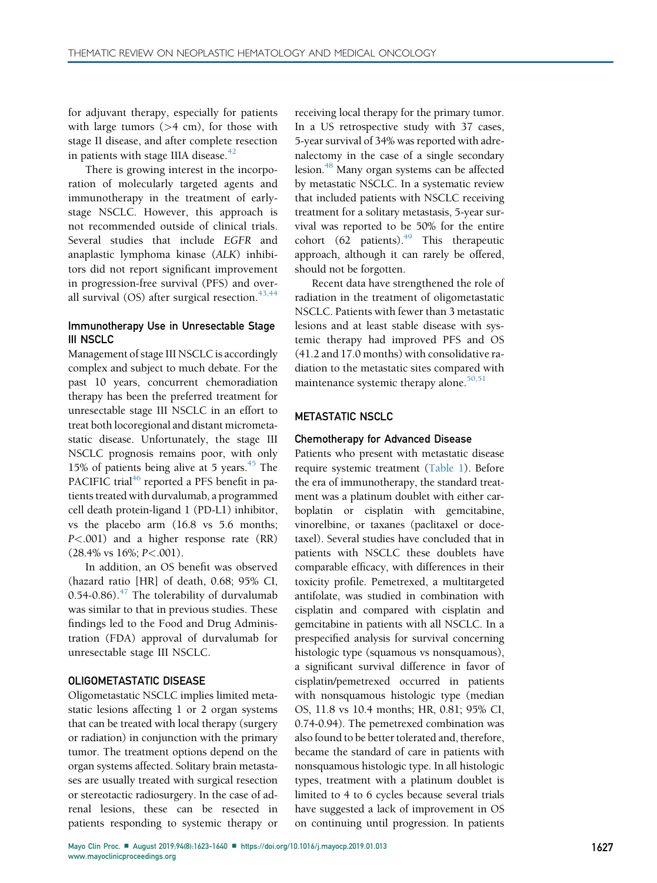for adjuvant therapy, especially for patients with large tumors (>4 cm), for those with stage II disease, and after complete resection in patients with stage IIIA disease.[42]

There is growing interest in the incorporation of molecularly targeted agents and immunotherapy in the treatment of early-stage NSCLC. However, this approach is not recommended outside of clinical trials. Several studies that include *EGFR* and anaplastic lymphoma kinase (*ALK*) inhibitors did not report significant improvement in progression-free survival (PFS) and overall survival (OS) after surgical resection.[43,44]

### Immunotherapy Use in Unresectable Stage III NSCLC

Management of stage III NSCLC is accordingly complex and subject to much debate. For the past 10 years, concurrent chemoradiation therapy has been the preferred treatment for unresectable stage III NSCLC in an effort to treat both locoregional and distant micrometastatic disease. Unfortunately, the stage III NSCLC prognosis remains poor, with only 15% of patients being alive at 5 years.[45] The PACIFIC trial[46] reported a PFS benefit in patients treated with durvalumab, a programmed cell death protein-ligand 1 (PD-L1) inhibitor, vs the placebo arm (16.8 vs 5.6 months; $P<.001$) and a higher response rate (RR) (28.4% vs 16%; $P<.001$).

In addition, an OS benefit was observed (hazard ratio [HR] of death, 0.68; 95% CI, 0.54-0.86).[47] The tolerability of durvalumab was similar to that in previous studies. These findings led to the Food and Drug Administration (FDA) approval of durvalumab for unresectable stage III NSCLC.

## OLIGOMETASTATIC DISEASE

Oligometastatic NSCLC implies limited metastatic lesions affecting 1 or 2 organ systems that can be treated with local therapy (surgery or radiation) in conjunction with the primary tumor. The treatment options depend on the organ systems affected. Solitary brain metastases are usually treated with surgical resection or stereotactic radiosurgery. In the case of adrenal lesions, these can be resected in patients responding to systemic therapy or receiving local therapy for the primary tumor. In a US retrospective study with 37 cases, 5-year survival of 34% was reported with adrenalectomy in the case of a single secondary lesion.[48] Many organ systems can be affected by metastatic NSCLC. In a systematic review that included patients with NSCLC receiving treatment for a solitary metastasis, 5-year survival was reported to be 50% for the entire cohort (62 patients).[49] This therapeutic approach, although it can rarely be offered, should not be forgotten.

Recent data have strengthened the role of radiation in the treatment of oligometastatic NSCLC. Patients with fewer than 3 metastatic lesions and at least stable disease with systemic therapy had improved PFS and OS (41.2 and 17.0 months) with consolidative radiation to the metastatic sites compared with maintenance systemic therapy alone.[50,51]

## METASTATIC NSCLC

### Chemotherapy for Advanced Disease

Patients who present with metastatic disease require systemic treatment (Table 1). Before the era of immunotherapy, the standard treatment was a platinum doublet with either carboplatin or cisplatin with gemcitabine, vinorelbine, or taxanes (paclitaxel or docetaxel). Several studies have concluded that in patients with NSCLC these doublets have comparable efficacy, with differences in their toxicity profile. Pemetrexed, a multitargeted antifolate, was studied in combination with cisplatin and compared with cisplatin and gemcitabine in patients with all NSCLC. In a prespecified analysis for survival concerning histologic type (squamous vs nonsquamous), a significant survival difference in favor of cisplatin/pemetrexed occurred in patients with nonsquamous histologic type (median OS, 11.8 vs 10.4 months; HR, 0.81; 95% CI, 0.74-0.94). The pemetrexed combination was also found to be better tolerated and, therefore, became the standard of care in patients with nonsquamous histologic type. In all histologic types, treatment with a platinum doublet is limited to 4 to 6 cycles because several trials have suggested a lack of improvement in OS on continuing until progression. In patients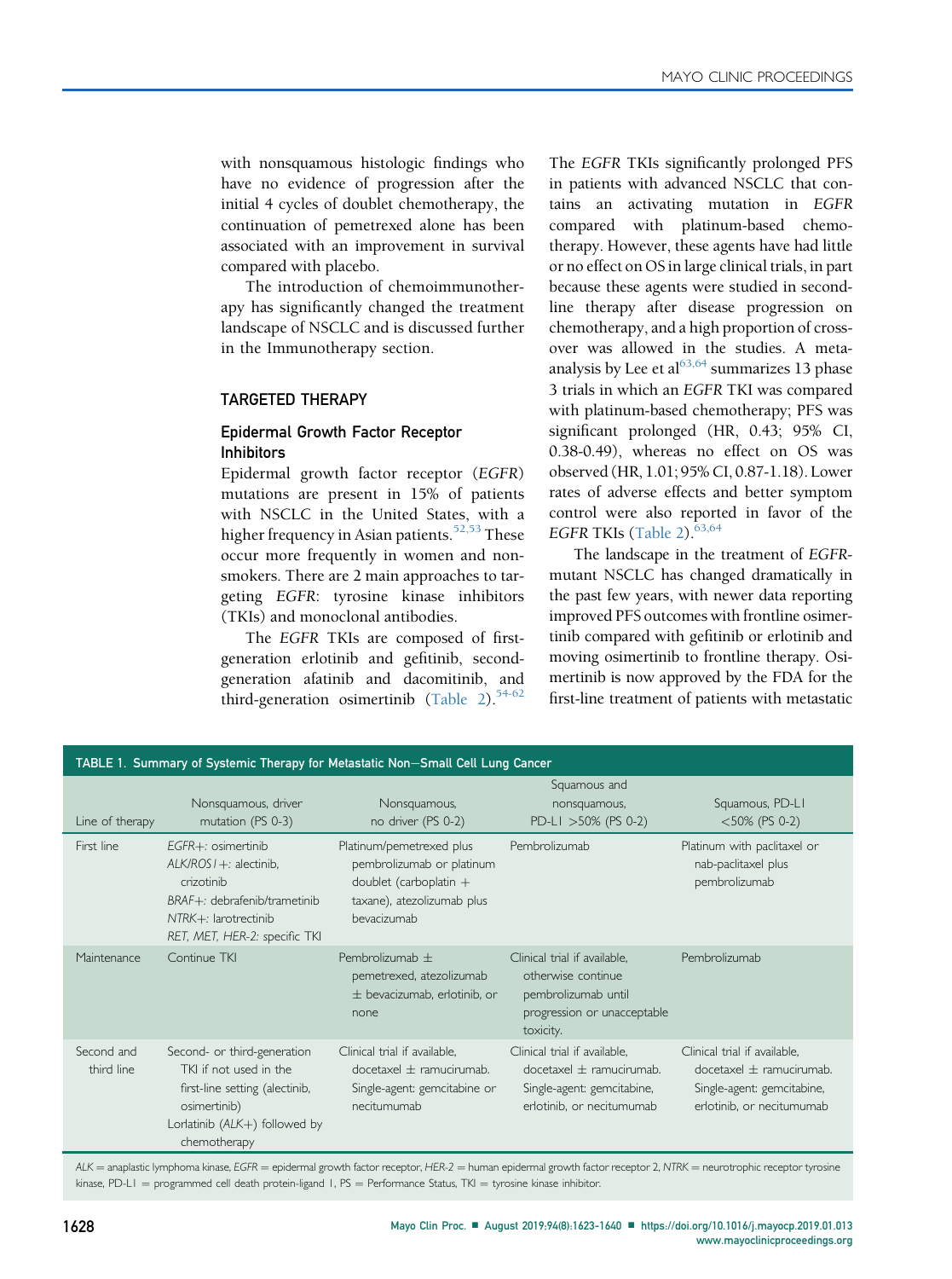with nonsquamous histologic findings who have no evidence of progression after the initial 4 cycles of doublet chemotherapy, the continuation of pemetrexed alone has been associated with an improvement in survival compared with placebo.

The introduction of chemoimmunotherapy has significantly changed the treatment landscape of NSCLC and is discussed further in the Immunotherapy section.

## TARGETED THERAPY

### Epidermal Growth Factor Receptor Inhibitors

Epidermal growth factor receptor (*EGFR*) mutations are present in 15% of patients with NSCLC in the United States, with a higher frequency in Asian patients.[52,53] These occur more frequently in women and nonsmokers. There are 2 main approaches to targeting *EGFR*: tyrosine kinase inhibitors (TKIs) and monoclonal antibodies.

The *EGFR* TKIs are composed of first-generation erlotinib and gefitinib, second-generation afatinib and dacomitinib, and third-generation osimertinib (Table 2).[54-62] The *EGFR* TKIs significantly prolonged PFS in patients with advanced NSCLC that contains an activating mutation in *EGFR* compared with platinum-based chemotherapy. However, these agents have had little or no effect on OS in large clinical trials, in part because these agents were studied in second-line therapy after disease progression on chemotherapy, and a high proportion of crossover was allowed in the studies. A meta-analysis by Lee et al[63,64] summarizes 13 phase 3 trials in which an *EGFR* TKI was compared with platinum-based chemotherapy; PFS was significant prolonged (HR, 0.43; 95% CI, 0.38-0.49), whereas no effect on OS was observed (HR, 1.01; 95% CI, 0.87-1.18). Lower rates of adverse effects and better symptom control were also reported in favor of the *EGFR* TKIs (Table 2).[63,64]

The landscape in the treatment of *EGFR*-mutant NSCLC has changed dramatically in the past few years, with newer data reporting improved PFS outcomes with frontline osimertinib compared with gefitinib or erlotinib and moving osimertinib to frontline therapy. Osimertinib is now approved by the FDA for the first-line treatment of patients with metastatic

**TABLE 1. Summary of Systemic Therapy for Metastatic Non–Small Cell Lung Cancer**

| Line of therapy | Nonsquamous, driver mutation (PS 0-3) | Nonsquamous, no driver (PS 0-2) | Squamous and nonsquamous, PD-L1 >50% (PS 0-2) | Squamous, PD-L1 <50% (PS 0-2) |
|---|---|---|---|---|
| First line | *EGFR*+: osimertinib<br>*ALK/ROS1*+: alectinib, crizotinib<br>*BRAF*+: debrafenib/trametinib<br>*NTRK*+: larotrectinib<br>*RET, MET, HER-2*: specific TKI | Platinum/pemetrexed plus pembrolizumab or platinum doublet (carboplatin + taxane), atezolizumab plus bevacizumab | Pembrolizumab | Platinum with paclitaxel or nab-paclitaxel plus pembrolizumab |
| Maintenance | Continue TKI | Pembrolizumab ± pemetrexed, atezolizumab ± bevacizumab, erlotinib, or none | Clinical trial if available, otherwise continue pembrolizumab until progression or unacceptable toxicity. | Pembrolizumab |
| Second and third line | Second- or third-generation TKI if not used in the first-line setting (alectinib, osimertinib)<br>Lorlatinib (*ALK*+) followed by chemotherapy | Clinical trial if available, docetaxel ± ramucirumab. Single-agent: gemcitabine or necitumumab | Clinical trial if available, docetaxel ± ramucirumab. Single-agent: gemcitabine, erlotinib, or necitumumab | Clinical trial if available, docetaxel ± ramucirumab. Single-agent: gemcitabine, erlotinib, or necitumumab |

*ALK* = anaplastic lymphoma kinase, *EGFR* = epidermal growth factor receptor, *HER-2* = human epidermal growth factor receptor 2, *NTRK* = neurotrophic receptor tyrosine kinase, PD-L1 = programmed cell death protein-ligand 1, PS = Performance Status, TKI = tyrosine kinase inhibitor.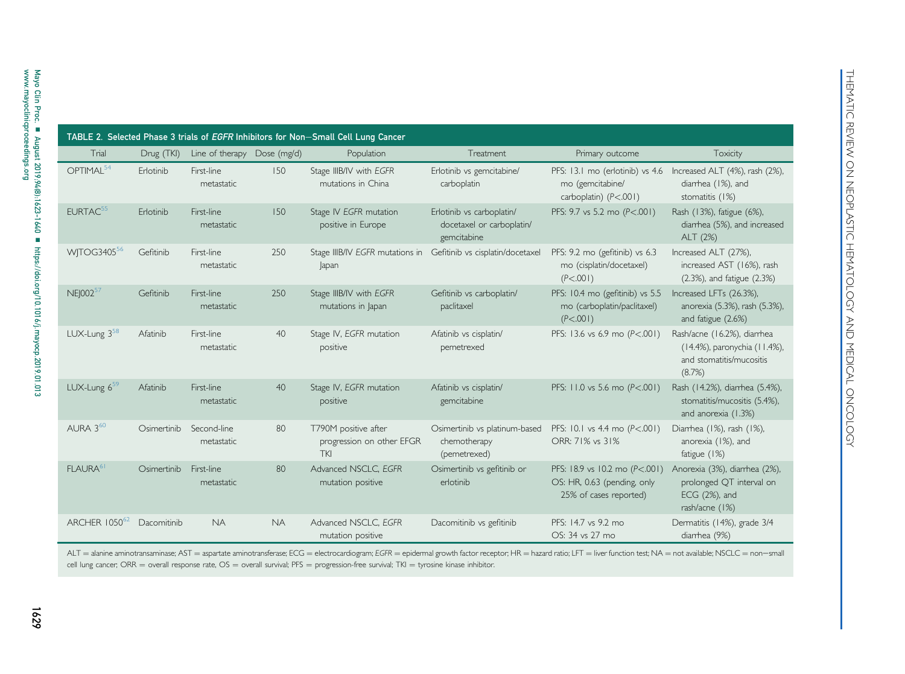**TABLE 2. Selected Phase 3 trials of *EGFR* Inhibitors for Non−Small Cell Lung Cancer**

| Trial | Drug (TKI) | Line of therapy | Dose (mg/d) | Population | Treatment | Primary outcome | Toxicity |
|---|---|---|---|---|---|---|---|
| OPTIMAL[54] | Erlotinib | First-line metastatic | 150 | Stage IIIB/IV with *EGFR* mutations in China | Erlotinib vs gemcitabine/carboplatin | PFS: 13.1 mo (erlotinib) vs 4.6 mo (gemcitabine/carboplatin) ($P<.001$) | Increased ALT (4%), rash (2%), diarrhea (1%), and stomatitis (1%) |
| EURTAC[55] | Erlotinib | First-line metastatic | 150 | Stage IV *EGFR* mutation positive in Europe | Erlotinib vs carboplatin/docetaxel or carboplatin/gemcitabine | PFS: 9.7 vs 5.2 mo ($P<.001$) | Rash (13%), fatigue (6%), diarrhea (5%), and increased ALT (2%) |
| WJTOG3405[56] | Gefitinib | First-line metastatic | 250 | Stage IIIB/IV *EGFR* mutations in Japan | Gefitinib vs cisplatin/docetaxel | PFS: 9.2 mo (gefitinib) vs 6.3 mo (cisplatin/docetaxel) ($P<.001$) | Increased ALT (27%), increased AST (16%), rash (2.3%), and fatigue (2.3%) |
| NEJ002[57] | Gefitinib | First-line metastatic | 250 | Stage IIIB/IV with *EGFR* mutations in Japan | Gefitinib vs carboplatin/paclitaxel | PFS: 10.4 mo (gefitinib) vs 5.5 mo (carboplatin/paclitaxel) ($P<.001$) | Increased LFTs (26.3%), anorexia (5.3%), rash (5.3%), and fatigue (2.6%) |
| LUX-Lung 3[58] | Afatinib | First-line metastatic | 40 | Stage IV, *EGFR* mutation positive | Afatinib vs cisplatin/pemetrexed | PFS: 13.6 vs 6.9 mo ($P<.001$) | Rash/acne (16.2%), diarrhea (14.4%), paronychia (11.4%), and stomatitis/mucositis (8.7%) |
| LUX-Lung 6[59] | Afatinib | First-line metastatic | 40 | Stage IV, *EGFR* mutation positive | Afatinib vs cisplatin/gemcitabine | PFS: 11.0 vs 5.6 mo ($P<.001$) | Rash (14.2%), diarrhea (5.4%), stomatitis/mucositis (5.4%), and anorexia (1.3%) |
| AURA 3[60] | Osimertinib | Second-line metastatic | 80 | T790M positive after progression on other EFGR TKI | Osimertinib vs platinum-based chemotherapy (pemetrexed) | PFS: 10.1 vs 4.4 mo ($P<.001$) ORR: 71% vs 31% | Diarrhea (1%), rash (1%), anorexia (1%), and fatigue (1%) |
| FLAURA[61] | Osimertinib | First-line metastatic | 80 | Advanced NSCLC, *EGFR* mutation positive | Osimertinib vs gefitinib or erlotinib | PFS: 18.9 vs 10.2 mo ($P<.001$) OS: HR, 0.63 (pending, only 25% of cases reported) | Anorexia (3%), diarrhea (2%), prolonged QT interval on ECG (2%), and rash/acne (1%) |
| ARCHER 1050[62] | Dacomitinib | NA | NA | Advanced NSCLC, *EGFR* mutation positive | Dacomitinib vs gefitinib | PFS: 14.7 vs 9.2 mo OS: 34 vs 27 mo | Dermatitis (14%), grade 3/4 diarrhea (9%) |

ALT = alanine aminotransaminase; AST = aspartate aminotransferase; ECG = electrocardiogram; *EGFR* = epidermal growth factor receptor; HR = hazard ratio; LFT = liver function test; NA = not available; NSCLC = non−small cell lung cancer; ORR = overall response rate, OS = overall survival; PFS = progression-free survival; TKI = tyrosine kinase inhibitor.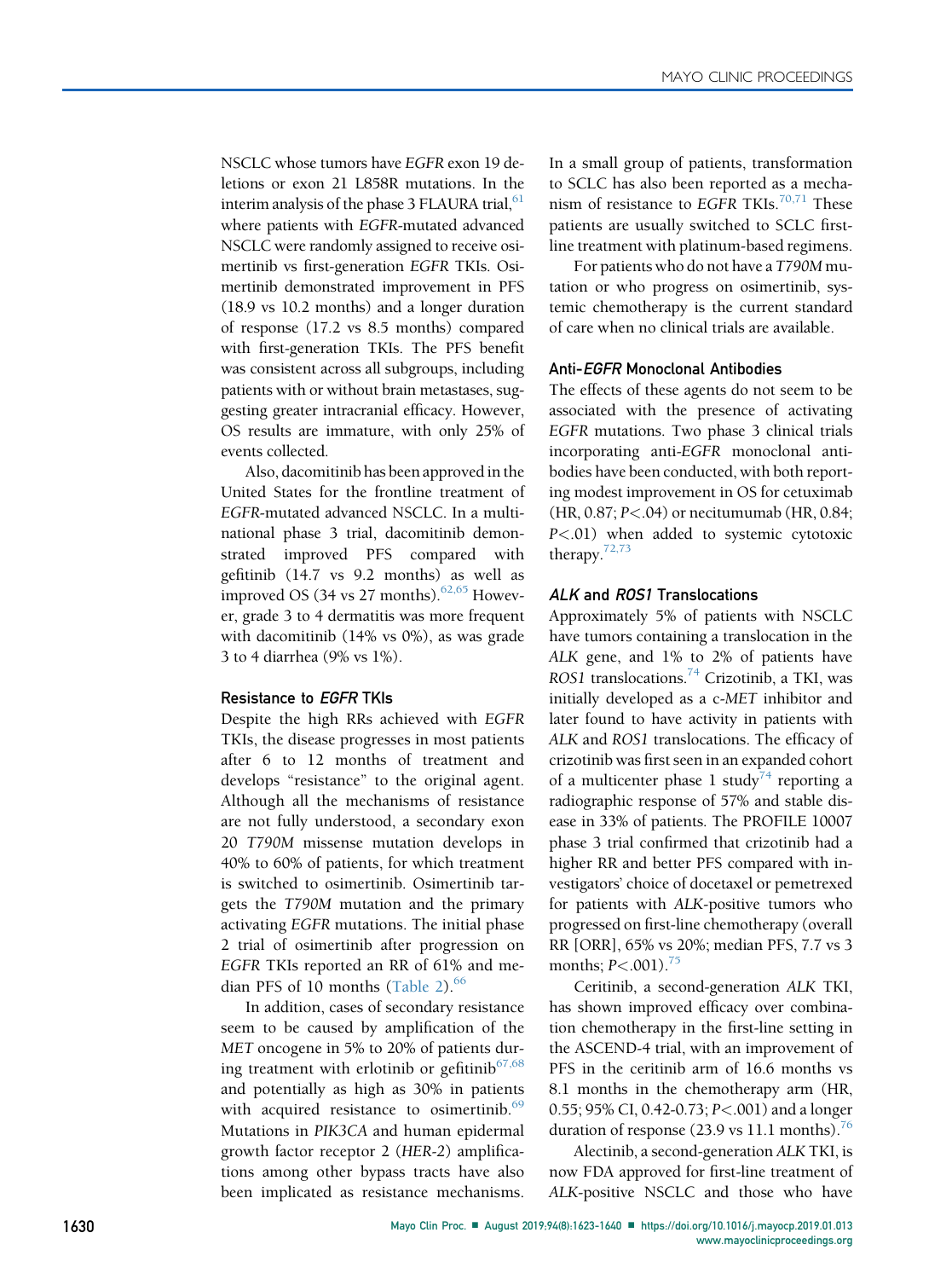NSCLC whose tumors have *EGFR* exon 19 deletions or exon 21 L858R mutations. In the interim analysis of the phase 3 FLAURA trial,[61] where patients with *EGFR*-mutated advanced NSCLC were randomly assigned to receive osimertinib vs first-generation *EGFR* TKIs. Osimertinib demonstrated improvement in PFS (18.9 vs 10.2 months) and a longer duration of response (17.2 vs 8.5 months) compared with first-generation TKIs. The PFS benefit was consistent across all subgroups, including patients with or without brain metastases, suggesting greater intracranial efficacy. However, OS results are immature, with only 25% of events collected.

Also, dacomitinib has been approved in the United States for the frontline treatment of *EGFR*-mutated advanced NSCLC. In a multinational phase 3 trial, dacomitinib demonstrated improved PFS compared with gefitinib (14.7 vs 9.2 months) as well as improved OS (34 vs 27 months).[62,65] However, grade 3 to 4 dermatitis was more frequent with dacomitinib (14% vs 0%), as was grade 3 to 4 diarrhea (9% vs 1%).

### Resistance to *EGFR* TKIs

Despite the high RRs achieved with *EGFR* TKIs, the disease progresses in most patients after 6 to 12 months of treatment and develops "resistance" to the original agent. Although all the mechanisms of resistance are not fully understood, a secondary exon 20 *T790M* missense mutation develops in 40% to 60% of patients, for which treatment is switched to osimertinib. Osimertinib targets the *T790M* mutation and the primary activating *EGFR* mutations. The initial phase 2 trial of osimertinib after progression on *EGFR* TKIs reported an RR of 61% and median PFS of 10 months (Table 2).[66]

In addition, cases of secondary resistance seem to be caused by amplification of the *MET* oncogene in 5% to 20% of patients during treatment with erlotinib or gefitinib[67,68] and potentially as high as 30% in patients with acquired resistance to osimertinib.[69] Mutations in *PIK3CA* and human epidermal growth factor receptor 2 (*HER-2*) amplifications among other bypass tracts have also been implicated as resistance mechanisms. In a small group of patients, transformation to SCLC has also been reported as a mechanism of resistance to *EGFR* TKIs.[70,71] These patients are usually switched to SCLC first-line treatment with platinum-based regimens.

For patients who do not have a *T790M* mutation or who progress on osimertinib, systemic chemotherapy is the current standard of care when no clinical trials are available.

### Anti-*EGFR* Monoclonal Antibodies

The effects of these agents do not seem to be associated with the presence of activating *EGFR* mutations. Two phase 3 clinical trials incorporating anti-*EGFR* monoclonal antibodies have been conducted, with both reporting modest improvement in OS for cetuximab (HR, 0.87; $P<.04$) or necitumumab (HR, 0.84; $P<.01$) when added to systemic cytotoxic therapy.[72,73]

### *ALK* and *ROS1* Translocations

Approximately 5% of patients with NSCLC have tumors containing a translocation in the *ALK* gene, and 1% to 2% of patients have *ROS1* translocations.[74] Crizotinib, a TKI, was initially developed as a c-*MET* inhibitor and later found to have activity in patients with *ALK* and *ROS1* translocations. The efficacy of crizotinib was first seen in an expanded cohort of a multicenter phase 1 study[74] reporting a radiographic response of 57% and stable disease in 33% of patients. The PROFILE 10007 phase 3 trial confirmed that crizotinib had a higher RR and better PFS compared with investigators' choice of docetaxel or pemetrexed for patients with *ALK*-positive tumors who progressed on first-line chemotherapy (overall RR [ORR], 65% vs 20%; median PFS, 7.7 vs 3 months; $P<.001$).[75]

Ceritinib, a second-generation *ALK* TKI, has shown improved efficacy over combination chemotherapy in the first-line setting in the ASCEND-4 trial, with an improvement of PFS in the ceritinib arm of 16.6 months vs 8.1 months in the chemotherapy arm (HR, 0.55; 95% CI, 0.42-0.73; $P<.001$) and a longer duration of response (23.9 vs 11.1 months).[76]

Alectinib, a second-generation *ALK* TKI, is now FDA approved for first-line treatment of *ALK*-positive NSCLC and those who have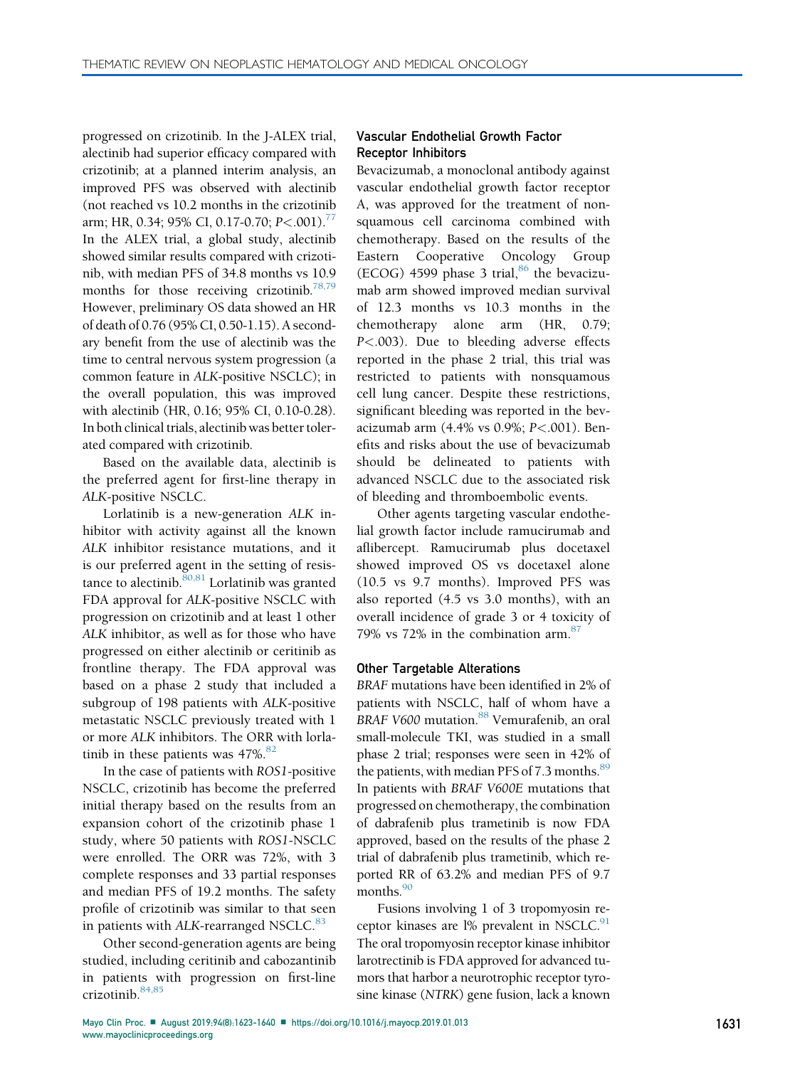progressed on crizotinib. In the J-ALEX trial, alectinib had superior efficacy compared with crizotinib; at a planned interim analysis, an improved PFS was observed with alectinib (not reached vs 10.2 months in the crizotinib arm; HR, 0.34; 95% CI, 0.17-0.70; $P<.001$).[77] In the ALEX trial, a global study, alectinib showed similar results compared with crizotinib, with median PFS of 34.8 months vs 10.9 months for those receiving crizotinib.[78,79] However, preliminary OS data showed an HR of death of 0.76 (95% CI, 0.50-1.15). A secondary benefit from the use of alectinib was the time to central nervous system progression (a common feature in *ALK*-positive NSCLC); in the overall population, this was improved with alectinib (HR, 0.16; 95% CI, 0.10-0.28). In both clinical trials, alectinib was better tolerated compared with crizotinib.

Based on the available data, alectinib is the preferred agent for first-line therapy in *ALK*-positive NSCLC.

Lorlatinib is a new-generation *ALK* inhibitor with activity against all the known *ALK* inhibitor resistance mutations, and it is our preferred agent in the setting of resistance to alectinib.[80,81] Lorlatinib was granted FDA approval for *ALK*-positive NSCLC with progression on crizotinib and at least 1 other *ALK* inhibitor, as well as for those who have progressed on either alectinib or ceritinib as frontline therapy. The FDA approval was based on a phase 2 study that included a subgroup of 198 patients with *ALK*-positive metastatic NSCLC previously treated with 1 or more *ALK* inhibitors. The ORR with lorlatinib in these patients was 47%.[82]

In the case of patients with *ROS1*-positive NSCLC, crizotinib has become the preferred initial therapy based on the results from an expansion cohort of the crizotinib phase 1 study, where 50 patients with *ROS1*-NSCLC were enrolled. The ORR was 72%, with 3 complete responses and 33 partial responses and median PFS of 19.2 months. The safety profile of crizotinib was similar to that seen in patients with *ALK*-rearranged NSCLC.[83]

Other second-generation agents are being studied, including ceritinib and cabozantinib in patients with progression on first-line crizotinib.[84,85]

### Vascular Endothelial Growth Factor Receptor Inhibitors

Bevacizumab, a monoclonal antibody against vascular endothelial growth factor receptor A, was approved for the treatment of nonsquamous cell carcinoma combined with chemotherapy. Based on the results of the Eastern Cooperative Oncology Group (ECOG) 4599 phase 3 trial,[86] the bevacizumab arm showed improved median survival of 12.3 months vs 10.3 months in the chemotherapy alone arm (HR, 0.79; $P<.003$). Due to bleeding adverse effects reported in the phase 2 trial, this trial was restricted to patients with nonsquamous cell lung cancer. Despite these restrictions, significant bleeding was reported in the bevacizumab arm (4.4% vs 0.9%; $P<.001$). Benefits and risks about the use of bevacizumab should be delineated to patients with advanced NSCLC due to the associated risk of bleeding and thromboembolic events.

Other agents targeting vascular endothelial growth factor include ramucirumab and aflibercept. Ramucirumab plus docetaxel showed improved OS vs docetaxel alone (10.5 vs 9.7 months). Improved PFS was also reported (4.5 vs 3.0 months), with an overall incidence of grade 3 or 4 toxicity of 79% vs 72% in the combination arm.[87]

### Other Targetable Alterations

*BRAF* mutations have been identified in 2% of patients with NSCLC, half of whom have a *BRAF V600* mutation.[88] Vemurafenib, an oral small-molecule TKI, was studied in a small phase 2 trial; responses were seen in 42% of the patients, with median PFS of 7.3 months.[89] In patients with *BRAF V600E* mutations that progressed on chemotherapy, the combination of dabrafenib plus trametinib is now FDA approved, based on the results of the phase 2 trial of dabrafenib plus trametinib, which reported RR of 63.2% and median PFS of 9.7 months.[90]

Fusions involving 1 of 3 tropomyosin receptor kinases are l% prevalent in NSCLC.[91] The oral tropomyosin receptor kinase inhibitor larotrectinib is FDA approved for advanced tumors that harbor a neurotrophic receptor tyrosine kinase (*NTRK*) gene fusion, lack a known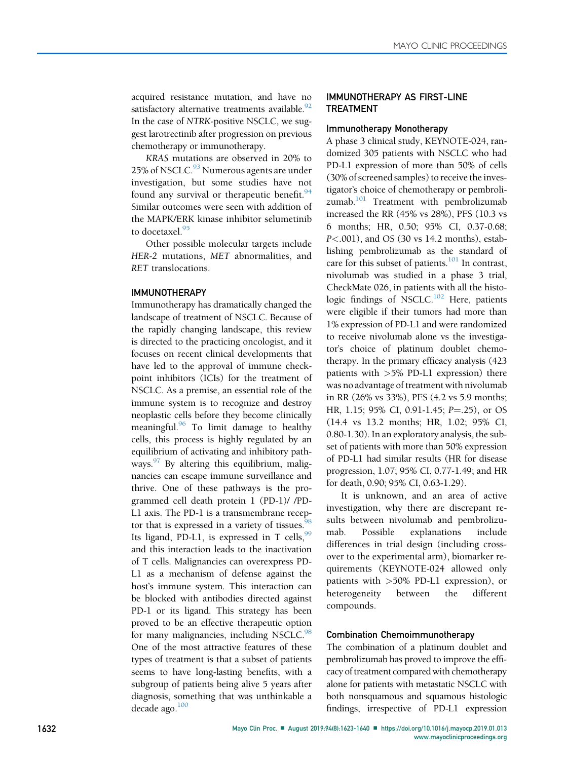acquired resistance mutation, and have no satisfactory alternative treatments available.[92] In the case of *NTRK*-positive NSCLC, we suggest larotrectinib after progression on previous chemotherapy or immunotherapy.

*KRAS* mutations are observed in 20% to 25% of NSCLC.[93] Numerous agents are under investigation, but some studies have not found any survival or therapeutic benefit.[94] Similar outcomes were seen with addition of the MAPK/ERK kinase inhibitor selumetinib to docetaxel.[95]

Other possible molecular targets include *HER-2* mutations, *MET* abnormalities, and *RET* translocations.

## IMMUNOTHERAPY

Immunotherapy has dramatically changed the landscape of treatment of NSCLC. Because of the rapidly changing landscape, this review is directed to the practicing oncologist, and it focuses on recent clinical developments that have led to the approval of immune checkpoint inhibitors (ICIs) for the treatment of NSCLC. As a premise, an essential role of the immune system is to recognize and destroy neoplastic cells before they become clinically meaningful.[96] To limit damage to healthy cells, this process is highly regulated by an equilibrium of activating and inhibitory pathways.[97] By altering this equilibrium, malignancies can escape immune surveillance and thrive. One of these pathways is the programmed cell death protein 1 (PD-1)/ /PD-L1 axis. The PD-1 is a transmembrane receptor that is expressed in a variety of tissues.[98] Its ligand, PD-L1, is expressed in T cells,[99] and this interaction leads to the inactivation of T cells. Malignancies can overexpress PD-L1 as a mechanism of defense against the host's immune system. This interaction can be blocked with antibodies directed against PD-1 or its ligand. This strategy has been proved to be an effective therapeutic option for many malignancies, including NSCLC.[98] One of the most attractive features of these types of treatment is that a subset of patients seems to have long-lasting benefits, with a subgroup of patients being alive 5 years after diagnosis, something that was unthinkable a decade ago.[100]

## IMMUNOTHERAPY AS FIRST-LINE TREATMENT

### Immunotherapy Monotherapy

A phase 3 clinical study, KEYNOTE-024, randomized 305 patients with NSCLC who had PD-L1 expression of more than 50% of cells (30% of screened samples) to receive the investigator's choice of chemotherapy or pembrolizumab.[101] Treatment with pembrolizumab increased the RR (45% vs 28%), PFS (10.3 vs 6 months; HR, 0.50; 95% CI, 0.37-0.68; $P<.001$), and OS (30 vs 14.2 months), establishing pembrolizumab as the standard of care for this subset of patients.[101] In contrast, nivolumab was studied in a phase 3 trial, CheckMate 026, in patients with all the histologic findings of NSCLC.[102] Here, patients were eligible if their tumors had more than 1% expression of PD-L1 and were randomized to receive nivolumab alone vs the investigator's choice of platinum doublet chemotherapy. In the primary efficacy analysis (423 patients with >5% PD-L1 expression) there was no advantage of treatment with nivolumab in RR (26% vs 33%), PFS (4.2 vs 5.9 months; HR, 1.15; 95% CI, 0.91-1.45; $P=.25$), or OS (14.4 vs 13.2 months; HR, 1.02; 95% CI, 0.80-1.30). In an exploratory analysis, the subset of patients with more than 50% expression of PD-L1 had similar results (HR for disease progression, 1.07; 95% CI, 0.77-1.49; and HR for death, 0.90; 95% CI, 0.63-1.29).

It is unknown, and an area of active investigation, why there are discrepant results between nivolumab and pembrolizumab. Possible explanations include differences in trial design (including crossover to the experimental arm), biomarker requirements (KEYNOTE-024 allowed only patients with >50% PD-L1 expression), or heterogeneity between the different compounds.

### Combination Chemoimmunotherapy

The combination of a platinum doublet and pembrolizumab has proved to improve the efficacy of treatment compared with chemotherapy alone for patients with metastatic NSCLC with both nonsquamous and squamous histologic findings, irrespective of PD-L1 expression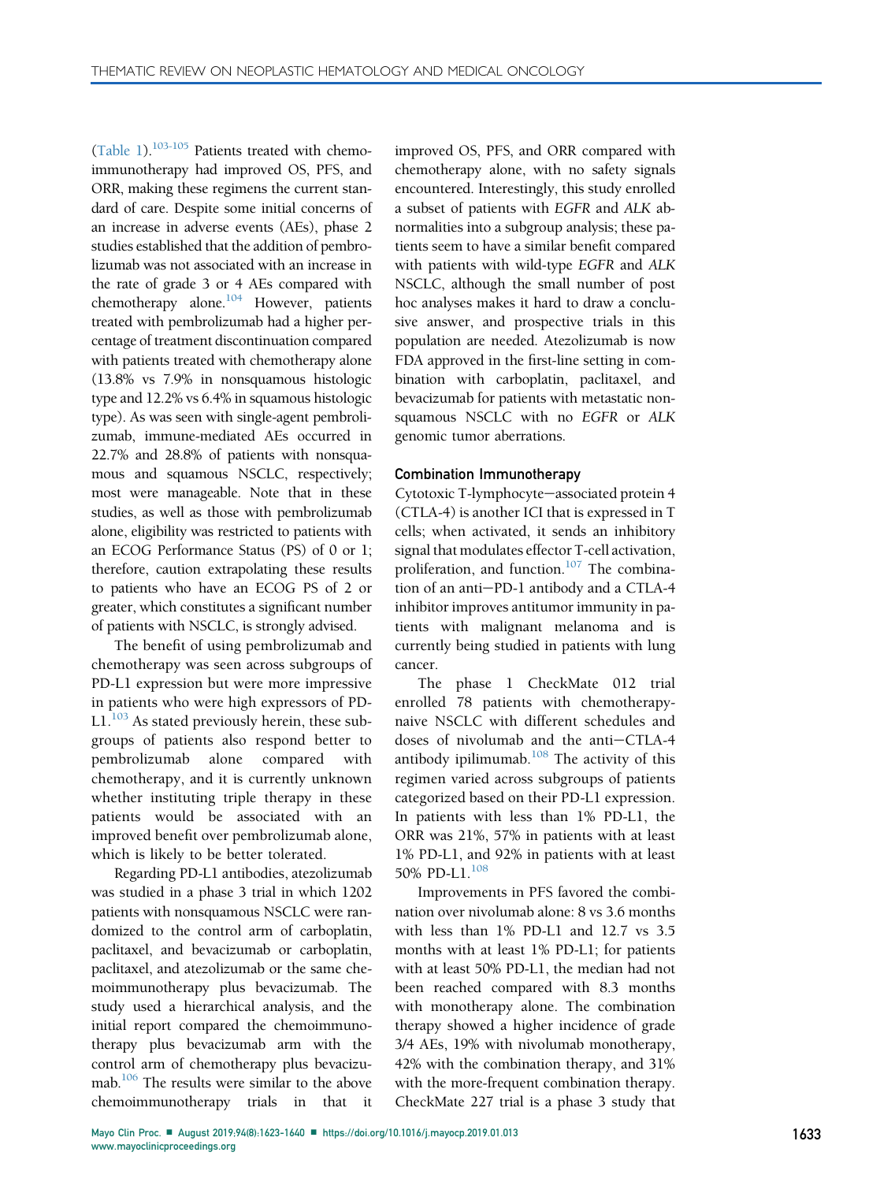(Table 1).[103-105] Patients treated with chemoimmunotherapy had improved OS, PFS, and ORR, making these regimens the current standard of care. Despite some initial concerns of an increase in adverse events (AEs), phase 2 studies established that the addition of pembrolizumab was not associated with an increase in the rate of grade 3 or 4 AEs compared with chemotherapy alone.[104] However, patients treated with pembrolizumab had a higher percentage of treatment discontinuation compared with patients treated with chemotherapy alone (13.8% vs 7.9% in nonsquamous histologic type and 12.2% vs 6.4% in squamous histologic type). As was seen with single-agent pembrolizumab, immune-mediated AEs occurred in 22.7% and 28.8% of patients with nonsquamous and squamous NSCLC, respectively; most were manageable. Note that in these studies, as well as those with pembrolizumab alone, eligibility was restricted to patients with an ECOG Performance Status (PS) of 0 or 1; therefore, caution extrapolating these results to patients who have an ECOG PS of 2 or greater, which constitutes a significant number of patients with NSCLC, is strongly advised.

The benefit of using pembrolizumab and chemotherapy was seen across subgroups of PD-L1 expression but were more impressive in patients who were high expressors of PD-L1.[103] As stated previously herein, these subgroups of patients also respond better to pembrolizumab alone compared with chemotherapy, and it is currently unknown whether instituting triple therapy in these patients would be associated with an improved benefit over pembrolizumab alone, which is likely to be better tolerated.

Regarding PD-L1 antibodies, atezolizumab was studied in a phase 3 trial in which 1202 patients with nonsquamous NSCLC were randomized to the control arm of carboplatin, paclitaxel, and bevacizumab or carboplatin, paclitaxel, and atezolizumab or the same chemoimmunotherapy plus bevacizumab. The study used a hierarchical analysis, and the initial report compared the chemoimmunotherapy plus bevacizumab arm with the control arm of chemotherapy plus bevacizumab.[106] The results were similar to the above chemoimmunotherapy trials in that it improved OS, PFS, and ORR compared with chemotherapy alone, with no safety signals encountered. Interestingly, this study enrolled a subset of patients with *EGFR* and *ALK* abnormalities into a subgroup analysis; these patients seem to have a similar benefit compared with patients with wild-type *EGFR* and *ALK* NSCLC, although the small number of post hoc analyses makes it hard to draw a conclusive answer, and prospective trials in this population are needed. Atezolizumab is now FDA approved in the first-line setting in combination with carboplatin, paclitaxel, and bevacizumab for patients with metastatic nonsquamous NSCLC with no *EGFR* or *ALK* genomic tumor aberrations.

### Combination Immunotherapy

Cytotoxic T-lymphocyte–associated protein 4 (CTLA-4) is another ICI that is expressed in T cells; when activated, it sends an inhibitory signal that modulates effector T-cell activation, proliferation, and function.[107] The combination of an anti–PD-1 antibody and a CTLA-4 inhibitor improves antitumor immunity in patients with malignant melanoma and is currently being studied in patients with lung cancer.

The phase 1 CheckMate 012 trial enrolled 78 patients with chemotherapy-naive NSCLC with different schedules and doses of nivolumab and the anti–CTLA-4 antibody ipilimumab.[108] The activity of this regimen varied across subgroups of patients categorized based on their PD-L1 expression. In patients with less than 1% PD-L1, the ORR was 21%, 57% in patients with at least 1% PD-L1, and 92% in patients with at least 50% PD-L1.[108]

Improvements in PFS favored the combination over nivolumab alone: 8 vs 3.6 months with less than 1% PD-L1 and 12.7 vs 3.5 months with at least 1% PD-L1; for patients with at least 50% PD-L1, the median had not been reached compared with 8.3 months with monotherapy alone. The combination therapy showed a higher incidence of grade 3/4 AEs, 19% with nivolumab monotherapy, 42% with the combination therapy, and 31% with the more-frequent combination therapy. CheckMate 227 trial is a phase 3 study that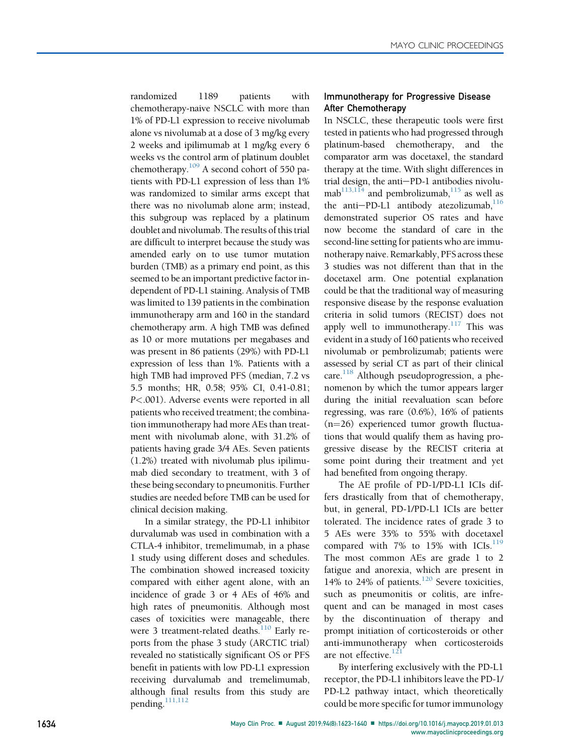randomized 1189 patients with chemotherapy-naive NSCLC with more than 1% of PD-L1 expression to receive nivolumab alone vs nivolumab at a dose of 3 mg/kg every 2 weeks and ipilimumab at 1 mg/kg every 6 weeks vs the control arm of platinum doublet chemotherapy.[109] A second cohort of 550 patients with PD-L1 expression of less than 1% was randomized to similar arms except that there was no nivolumab alone arm; instead, this subgroup was replaced by a platinum doublet and nivolumab. The results of this trial are difficult to interpret because the study was amended early on to use tumor mutation burden (TMB) as a primary end point, as this seemed to be an important predictive factor independent of PD-L1 staining. Analysis of TMB was limited to 139 patients in the combination immunotherapy arm and 160 in the standard chemotherapy arm. A high TMB was defined as 10 or more mutations per megabases and was present in 86 patients (29%) with PD-L1 expression of less than 1%. Patients with a high TMB had improved PFS (median, 7.2 vs 5.5 months; HR, 0.58; 95% CI, 0.41-0.81; $P<.001$). Adverse events were reported in all patients who received treatment; the combination immunotherapy had more AEs than treatment with nivolumab alone, with 31.2% of patients having grade 3/4 AEs. Seven patients (1.2%) treated with nivolumab plus ipilimumab died secondary to treatment, with 3 of these being secondary to pneumonitis. Further studies are needed before TMB can be used for clinical decision making.

In a similar strategy, the PD-L1 inhibitor durvalumab was used in combination with a CTLA-4 inhibitor, tremelimumab, in a phase 1 study using different doses and schedules. The combination showed increased toxicity compared with either agent alone, with an incidence of grade 3 or 4 AEs of 46% and high rates of pneumonitis. Although most cases of toxicities were manageable, there were 3 treatment-related deaths.[110] Early reports from the phase 3 study (ARCTIC trial) revealed no statistically significant OS or PFS benefit in patients with low PD-L1 expression receiving durvalumab and tremelimumab, although final results from this study are pending.[111,112]

### Immunotherapy for Progressive Disease After Chemotherapy

In NSCLC, these therapeutic tools were first tested in patients who had progressed through platinum-based chemotherapy, and the comparator arm was docetaxel, the standard therapy at the time. With slight differences in trial design, the anti−PD-1 antibodies nivolumab[113,114] and pembrolizumab,[115] as well as the anti−PD-L1 antibody atezolizumab,[116] demonstrated superior OS rates and have now become the standard of care in the second-line setting for patients who are immunotherapy naive. Remarkably, PFS across these 3 studies was not different than that in the docetaxel arm. One potential explanation could be that the traditional way of measuring responsive disease by the response evaluation criteria in solid tumors (RECIST) does not apply well to immunotherapy.[117] This was evident in a study of 160 patients who received nivolumab or pembrolizumab; patients were assessed by serial CT as part of their clinical care.[118] Although pseudoprogression, a phenomenon by which the tumor appears larger during the initial reevaluation scan before regressing, was rare (0.6%), 16% of patients (n=26) experienced tumor growth fluctuations that would qualify them as having progressive disease by the RECIST criteria at some point during their treatment and yet had benefited from ongoing therapy.

The AE profile of PD-1/PD-L1 ICIs differs drastically from that of chemotherapy, but, in general, PD-1/PD-L1 ICIs are better tolerated. The incidence rates of grade 3 to 5 AEs were 35% to 55% with docetaxel compared with 7% to 15% with ICIs.[119] The most common AEs are grade 1 to 2 fatigue and anorexia, which are present in 14% to 24% of patients.[120] Severe toxicities, such as pneumonitis or colitis, are infrequent and can be managed in most cases by the discontinuation of therapy and prompt initiation of corticosteroids or other anti-immunotherapy when corticosteroids are not effective.[121]

By interfering exclusively with the PD-L1 receptor, the PD-L1 inhibitors leave the PD-1/PD-L2 pathway intact, which theoretically could be more specific for tumor immunology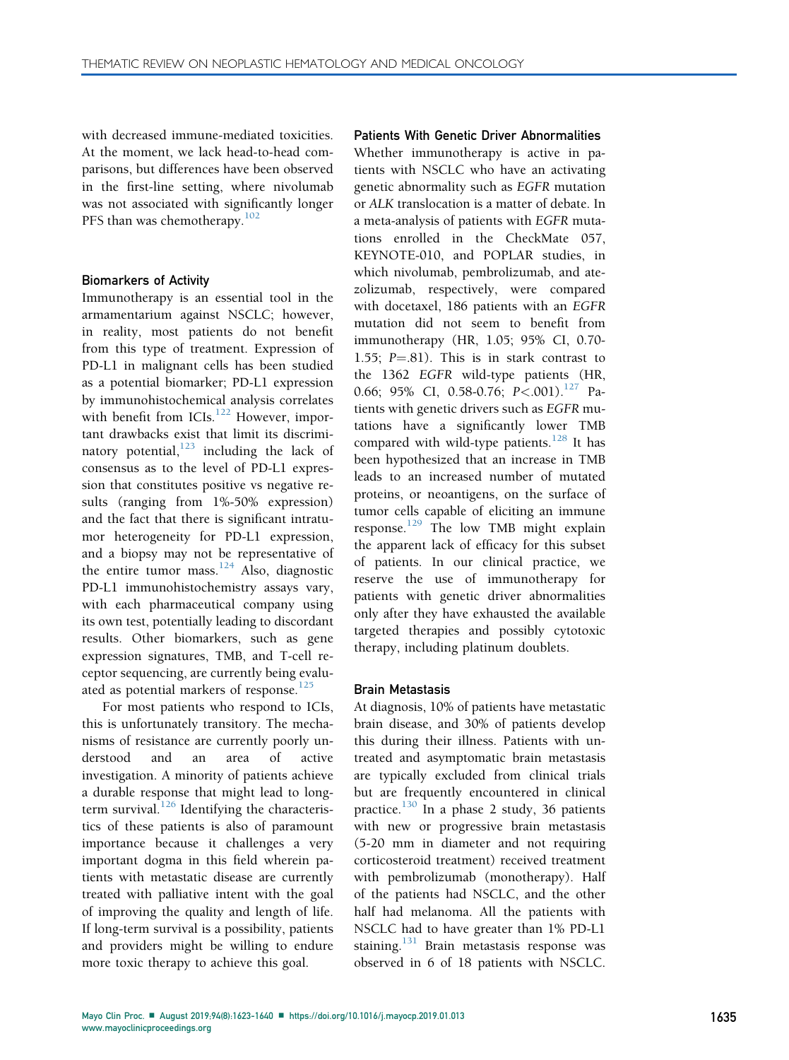with decreased immune-mediated toxicities. At the moment, we lack head-to-head comparisons, but differences have been observed in the first-line setting, where nivolumab was not associated with significantly longer PFS than was chemotherapy.[102]

### Biomarkers of Activity

Immunotherapy is an essential tool in the armamentarium against NSCLC; however, in reality, most patients do not benefit from this type of treatment. Expression of PD-L1 in malignant cells has been studied as a potential biomarker; PD-L1 expression by immunohistochemical analysis correlates with benefit from ICIs.[122] However, important drawbacks exist that limit its discriminatory potential,[123] including the lack of consensus as to the level of PD-L1 expression that constitutes positive vs negative results (ranging from 1%-50% expression) and the fact that there is significant intratumor heterogeneity for PD-L1 expression, and a biopsy may not be representative of the entire tumor mass.[124] Also, diagnostic PD-L1 immunohistochemistry assays vary, with each pharmaceutical company using its own test, potentially leading to discordant results. Other biomarkers, such as gene expression signatures, TMB, and T-cell receptor sequencing, are currently being evaluated as potential markers of response.[125]

For most patients who respond to ICIs, this is unfortunately transitory. The mechanisms of resistance are currently poorly understood and an area of active investigation. A minority of patients achieve a durable response that might lead to long-term survival.[126] Identifying the characteristics of these patients is also of paramount importance because it challenges a very important dogma in this field wherein patients with metastatic disease are currently treated with palliative intent with the goal of improving the quality and length of life. If long-term survival is a possibility, patients and providers might be willing to endure more toxic therapy to achieve this goal.

### Patients With Genetic Driver Abnormalities

Whether immunotherapy is active in patients with NSCLC who have an activating genetic abnormality such as *EGFR* mutation or *ALK* translocation is a matter of debate. In a meta-analysis of patients with *EGFR* mutations enrolled in the CheckMate 057, KEYNOTE-010, and POPLAR studies, in which nivolumab, pembrolizumab, and atezolizumab, respectively, were compared with docetaxel, 186 patients with an *EGFR* mutation did not seem to benefit from immunotherapy (HR, 1.05; 95% CI, 0.70-1.55; $P=.81$). This is in stark contrast to the 1362 *EGFR* wild-type patients (HR, 0.66; 95% CI, 0.58-0.76; $P<.001$).[127] Patients with genetic drivers such as *EGFR* mutations have a significantly lower TMB compared with wild-type patients.[128] It has been hypothesized that an increase in TMB leads to an increased number of mutated proteins, or neoantigens, on the surface of tumor cells capable of eliciting an immune response.[129] The low TMB might explain the apparent lack of efficacy for this subset of patients. In our clinical practice, we reserve the use of immunotherapy for patients with genetic driver abnormalities only after they have exhausted the available targeted therapies and possibly cytotoxic therapy, including platinum doublets.

### Brain Metastasis

At diagnosis, 10% of patients have metastatic brain disease, and 30% of patients develop this during their illness. Patients with untreated and asymptomatic brain metastasis are typically excluded from clinical trials but are frequently encountered in clinical practice.[130] In a phase 2 study, 36 patients with new or progressive brain metastasis (5-20 mm in diameter and not requiring corticosteroid treatment) received treatment with pembrolizumab (monotherapy). Half of the patients had NSCLC, and the other half had melanoma. All the patients with NSCLC had to have greater than 1% PD-L1 staining.[131] Brain metastasis response was observed in 6 of 18 patients with NSCLC.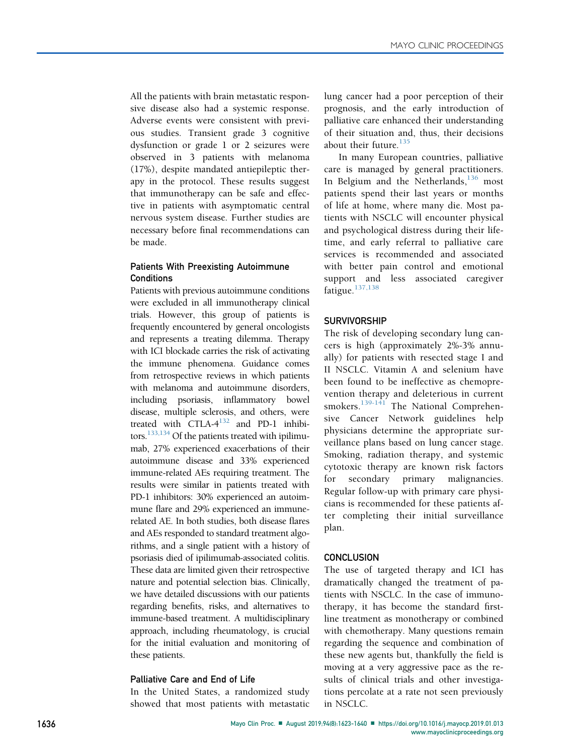All the patients with brain metastatic responsive disease also had a systemic response. Adverse events were consistent with previous studies. Transient grade 3 cognitive dysfunction or grade 1 or 2 seizures were observed in 3 patients with melanoma (17%), despite mandated antiepileptic therapy in the protocol. These results suggest that immunotherapy can be safe and effective in patients with asymptomatic central nervous system disease. Further studies are necessary before final recommendations can be made.

### Patients With Preexisting Autoimmune Conditions

Patients with previous autoimmune conditions were excluded in all immunotherapy clinical trials. However, this group of patients is frequently encountered by general oncologists and represents a treating dilemma. Therapy with ICI blockade carries the risk of activating the immune phenomena. Guidance comes from retrospective reviews in which patients with melanoma and autoimmune disorders, including psoriasis, inflammatory bowel disease, multiple sclerosis, and others, were treated with CTLA-4[132] and PD-1 inhibitors.[133,134] Of the patients treated with ipilimumab, 27% experienced exacerbations of their autoimmune disease and 33% experienced immune-related AEs requiring treatment. The results were similar in patients treated with PD-1 inhibitors: 30% experienced an autoimmune flare and 29% experienced an immune-related AE. In both studies, both disease flares and AEs responded to standard treatment algorithms, and a single patient with a history of psoriasis died of ipilimumab-associated colitis. These data are limited given their retrospective nature and potential selection bias. Clinically, we have detailed discussions with our patients regarding benefits, risks, and alternatives to immune-based treatment. A multidisciplinary approach, including rheumatology, is crucial for the initial evaluation and monitoring of these patients.

### Palliative Care and End of Life

In the United States, a randomized study showed that most patients with metastatic lung cancer had a poor perception of their prognosis, and the early introduction of palliative care enhanced their understanding of their situation and, thus, their decisions about their future.[135]

In many European countries, palliative care is managed by general practitioners. In Belgium and the Netherlands,[136] most patients spend their last years or months of life at home, where many die. Most patients with NSCLC will encounter physical and psychological distress during their lifetime, and early referral to palliative care services is recommended and associated with better pain control and emotional support and less associated caregiver fatigue.[137,138]

## SURVIVORSHIP

The risk of developing secondary lung cancers is high (approximately 2%-3% annually) for patients with resected stage I and II NSCLC. Vitamin A and selenium have been found to be ineffective as chemoprevention therapy and deleterious in current smokers.[139-141] The National Comprehensive Cancer Network guidelines help physicians determine the appropriate surveillance plans based on lung cancer stage. Smoking, radiation therapy, and systemic cytotoxic therapy are known risk factors for secondary primary malignancies. Regular follow-up with primary care physicians is recommended for these patients after completing their initial surveillance plan.

## CONCLUSION

The use of targeted therapy and ICI has dramatically changed the treatment of patients with NSCLC. In the case of immunotherapy, it has become the standard first-line treatment as monotherapy or combined with chemotherapy. Many questions remain regarding the sequence and combination of these new agents but, thankfully the field is moving at a very aggressive pace as the results of clinical trials and other investigations percolate at a rate not seen previously in NSCLC.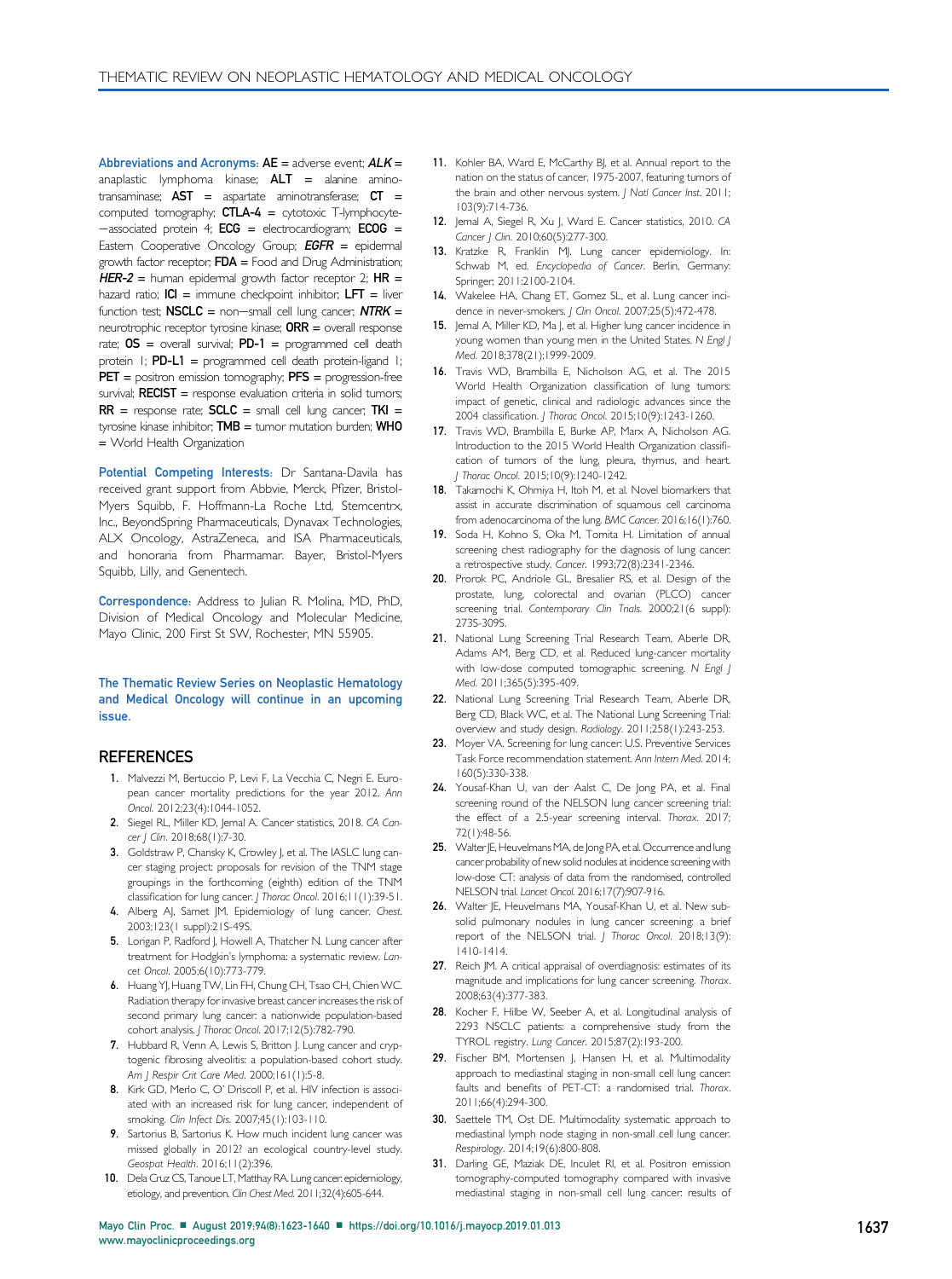**Abbreviations and Acronyms:** **AE** = adverse event; ***ALK*** = anaplastic lymphoma kinase; **ALT** = alanine aminotransaminase; **AST** = aspartate aminotransferase; **CT** = computed tomography; **CTLA-4** = cytotoxic T-lymphocyte−associated protein 4; **ECG** = electrocardiogram; **ECOG** = Eastern Cooperative Oncology Group; ***EGFR*** = epidermal growth factor receptor; **FDA** = Food and Drug Administration; ***HER-2*** = human epidermal growth factor receptor 2; **HR** = hazard ratio; **ICI** = immune checkpoint inhibitor; **LFT** = liver function test; **NSCLC** = non−small cell lung cancer; ***NTRK*** = neurotrophic receptor tyrosine kinase; **ORR** = overall response rate; **OS** = overall survival; **PD-1** = programmed cell death protein 1; **PD-L1** = programmed cell death protein-ligand 1; **PET** = positron emission tomography; **PFS** = progression-free survival; **RECIST** = response evaluation criteria in solid tumors; **RR** = response rate; **SCLC** = small cell lung cancer; **TKI** = tyrosine kinase inhibitor; **TMB** = tumor mutation burden; **WHO** = World Health Organization

**Potential Competing Interests:** Dr Santana-Davila has received grant support from Abbvie, Merck, Pfizer, Bristol-Myers Squibb, F. Hoffmann-La Roche Ltd, Stemcentrx, Inc., BeyondSpring Pharmaceuticals, Dynavax Technologies, ALX Oncology, AstraZeneca, and ISA Pharmaceuticals, and honoraria from Pharmamar. Bayer, Bristol-Myers Squibb, Lilly, and Genentech.

**Correspondence:** Address to Julian R. Molina, MD, PhD, Division of Medical Oncology and Molecular Medicine, Mayo Clinic, 200 First St SW, Rochester, MN 55905.

**The Thematic Review Series on Neoplastic Hematology and Medical Oncology will continue in an upcoming issue.**

## REFERENCES

1. Malvezzi M, Bertuccio P, Levi F, La Vecchia C, Negri E. European cancer mortality predictions for the year 2012. *Ann Oncol.* 2012;23(4):1044-1052.
2. Siegel RL, Miller KD, Jemal A. Cancer statistics, 2018. *CA Cancer J Clin.* 2018;68(1):7-30.
3. Goldstraw P, Chansky K, Crowley J, et al. The IASLC lung cancer staging project: proposals for revision of the TNM stage groupings in the forthcoming (eighth) edition of the TNM classification for lung cancer. *J Thorac Oncol.* 2016;11(1):39-51.
4. Alberg AJ, Samet JM. Epidemiology of lung cancer. *Chest.* 2003;123(1 suppl):21S-49S.
5. Lorigan P, Radford J, Howell A, Thatcher N. Lung cancer after treatment for Hodgkin's lymphoma: a systematic review. *Lancet Oncol.* 2005;6(10):773-779.
6. Huang YJ, Huang TW, Lin FH, Chung CH, Tsao CH, Chien WC. Radiation therapy for invasive breast cancer increases the risk of second primary lung cancer: a nationwide population-based cohort analysis. *J Thorac Oncol.* 2017;12(5):782-790.
7. Hubbard R, Venn A, Lewis S, Britton J. Lung cancer and cryptogenic fibrosing alveolitis: a population-based cohort study. *Am J Respir Crit Care Med.* 2000;161(1):5-8.
8. Kirk GD, Merlo C, O' Driscoll P, et al. HIV infection is associated with an increased risk for lung cancer, independent of smoking. *Clin Infect Dis.* 2007;45(1):103-110.
9. Sartorius B, Sartorius K. How much incident lung cancer was missed globally in 2012? an ecological country-level study. *Geospat Health.* 2016;11(2):396.
10. Dela Cruz CS, Tanoue LT, Matthay RA. Lung cancer: epidemiology, etiology, and prevention. *Clin Chest Med.* 2011;32(4):605-644.
11. Kohler BA, Ward E, McCarthy BJ, et al. Annual report to the nation on the status of cancer, 1975-2007, featuring tumors of the brain and other nervous system. *J Natl Cancer Inst.* 2011;103(9):714-736.
12. Jemal A, Siegel R, Xu J, Ward E. Cancer statistics, 2010. *CA Cancer J Clin.* 2010;60(5):277-300.
13. Kratzke R, Franklin MJ. Lung cancer epidemiology. In: Schwab M, ed. *Encyclopedia of Cancer*. Berlin, Germany: Springer; 2011:2100-2104.
14. Wakelee HA, Chang ET, Gomez SL, et al. Lung cancer incidence in never-smokers. *J Clin Oncol.* 2007;25(5):472-478.
15. Jemal A, Miller KD, Ma J, et al. Higher lung cancer incidence in young women than young men in the United States. *N Engl J Med.* 2018;378(21):1999-2009.
16. Travis WD, Brambilla E, Nicholson AG, et al. The 2015 World Health Organization classification of lung tumors: impact of genetic, clinical and radiologic advances since the 2004 classification. *J Thorac Oncol.* 2015;10(9):1243-1260.
17. Travis WD, Brambilla E, Burke AP, Marx A, Nicholson AG. Introduction to the 2015 World Health Organization classification of tumors of the lung, pleura, thymus, and heart. *J Thorac Oncol.* 2015;10(9):1240-1242.
18. Takamochi K, Ohmiya H, Itoh M, et al. Novel biomarkers that assist in accurate discrimination of squamous cell carcinoma from adenocarcinoma of the lung. *BMC Cancer.* 2016;16(1):760.
19. Soda H, Kohno S, Oka M, Tomita H. Limitation of annual screening chest radiography for the diagnosis of lung cancer: a retrospective study. *Cancer.* 1993;72(8):2341-2346.
20. Prorok PC, Andriole GL, Bresalier RS, et al. Design of the prostate, lung, colorectal and ovarian (PLCO) cancer screening trial. *Contemporary Clin Trials.* 2000;21(6 suppl):273S-309S.
21. National Lung Screening Trial Research Team, Aberle DR, Adams AM, Berg CD, et al. Reduced lung-cancer mortality with low-dose computed tomographic screening. *N Engl J Med.* 2011;365(5):395-409.
22. National Lung Screening Trial Research Team, Aberle DR, Berg CD, Black WC, et al. The National Lung Screening Trial: overview and study design. *Radiology.* 2011;258(1):243-253.
23. Moyer VA. Screening for lung cancer: U.S. Preventive Services Task Force recommendation statement. *Ann Intern Med.* 2014;160(5):330-338.
24. Yousaf-Khan U, van der Aalst C, De Jong PA, et al. Final screening round of the NELSON lung cancer screening trial: the effect of a 2.5-year screening interval. *Thorax.* 2017;72(1):48-56.
25. Walter JE, Heuvelmans MA, de Jong PA, et al. Occurrence and lung cancer probability of new solid nodules at incidence screening with low-dose CT: analysis of data from the randomised, controlled NELSON trial. *Lancet Oncol.* 2016;17(7):907-916.
26. Walter JE, Heuvelmans MA, Yousaf-Khan U, et al. New subsolid pulmonary nodules in lung cancer screening: a brief report of the NELSON trial. *J Thorac Oncol.* 2018;13(9):1410-1414.
27. Reich JM. A critical appraisal of overdiagnosis: estimates of its magnitude and implications for lung cancer screening. *Thorax.* 2008;63(4):377-383.
28. Kocher F, Hilbe W, Seeber A, et al. Longitudinal analysis of 2293 NSCLC patients: a comprehensive study from the TYROL registry. *Lung Cancer.* 2015;87(2):193-200.
29. Fischer BM, Mortensen J, Hansen H, et al. Multimodality approach to mediastinal staging in non-small cell lung cancer: faults and benefits of PET-CT: a randomised trial. *Thorax.* 2011;66(4):294-300.
30. Saettele TM, Ost DE. Multimodality systematic approach to mediastinal lymph node staging in non-small cell lung cancer. *Respirology.* 2014;19(6):800-808.
31. Darling GE, Maziak DE, Inculet RI, et al. Positron emission tomography-computed tomography compared with invasive mediastinal staging in non-small cell lung cancer: results of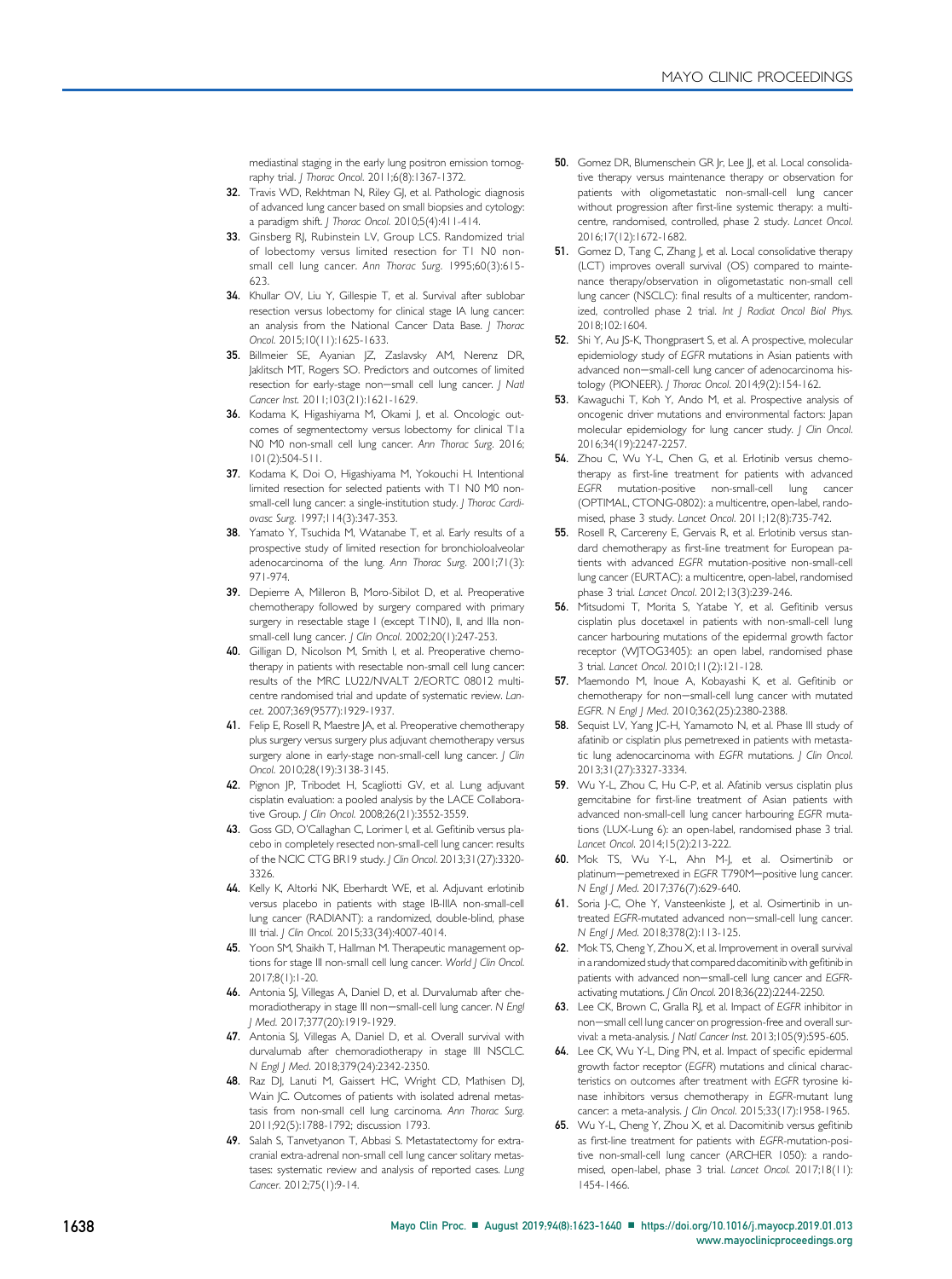mediastinal staging in the early lung positron emission tomography trial. *J Thorac Oncol*. 2011;6(8):1367-1372.

32. Travis WD, Rekhtman N, Riley GJ, et al. Pathologic diagnosis of advanced lung cancer based on small biopsies and cytology: a paradigm shift. *J Thorac Oncol*. 2010;5(4):411-414.
33. Ginsberg RJ, Rubinstein LV, Group LCS. Randomized trial of lobectomy versus limited resection for T1 N0 non-small cell lung cancer. *Ann Thorac Surg*. 1995;60(3):615-623.
34. Khullar OV, Liu Y, Gillespie T, et al. Survival after sublobar resection versus lobectomy for clinical stage IA lung cancer: an analysis from the National Cancer Data Base. *J Thorac Oncol*. 2015;10(11):1625-1633.
35. Billmeier SE, Ayanian JZ, Zaslavsky AM, Nerenz DR, Jaklitsch MT, Rogers SO. Predictors and outcomes of limited resection for early-stage non—small cell lung cancer. *J Natl Cancer Inst*. 2011;103(21):1621-1629.
36. Kodama K, Higashiyama M, Okami J, et al. Oncologic outcomes of segmentectomy versus lobectomy for clinical T1a N0 M0 non-small cell lung cancer. *Ann Thorac Surg*. 2016; 101(2):504-511.
37. Kodama K, Doi O, Higashiyama M, Yokouchi H. Intentional limited resection for selected patients with T1 N0 M0 non-small-cell lung cancer: a single-institution study. *J Thorac Cardiovasc Surg*. 1997;114(3):347-353.
38. Yamato Y, Tsuchida M, Watanabe T, et al. Early results of a prospective study of limited resection for bronchioloalveolar adenocarcinoma of the lung. *Ann Thorac Surg*. 2001;71(3): 971-974.
39. Depierre A, Milleron B, Moro-Sibilot D, et al. Preoperative chemotherapy followed by surgery compared with primary surgery in resectable stage I (except T1N0), II, and IIIa non-small-cell lung cancer. *J Clin Oncol*. 2002;20(1):247-253.
40. Gilligan D, Nicolson M, Smith I, et al. Preoperative chemotherapy in patients with resectable non-small cell lung cancer: results of the MRC LU22/NVALT 2/EORTC 08012 multicentre randomised trial and update of systematic review. *Lancet*. 2007;369(9577):1929-1937.
41. Felip E, Rosell R, Maestre JA, et al. Preoperative chemotherapy plus surgery versus surgery plus adjuvant chemotherapy versus surgery alone in early-stage non-small-cell lung cancer. *J Clin Oncol*. 2010;28(19):3138-3145.
42. Pignon JP, Tribodet H, Scagliotti GV, et al. Lung adjuvant cisplatin evaluation: a pooled analysis by the LACE Collaborative Group. *J Clin Oncol*. 2008;26(21):3552-3559.
43. Goss GD, O'Callaghan C, Lorimer I, et al. Gefitinib versus placebo in completely resected non-small-cell lung cancer: results of the NCIC CTG BR19 study. *J Clin Oncol*. 2013;31(27):3320-3326.
44. Kelly K, Altorki NK, Eberhardt WE, et al. Adjuvant erlotinib versus placebo in patients with stage IB-IIIA non-small-cell lung cancer (RADIANT): a randomized, double-blind, phase III trial. *J Clin Oncol*. 2015;33(34):4007-4014.
45. Yoon SM, Shaikh T, Hallman M. Therapeutic management options for stage III non-small cell lung cancer. *World J Clin Oncol*. 2017;8(1):1-20.
46. Antonia SJ, Villegas A, Daniel D, et al. Durvalumab after chemoradiotherapy in stage III non—small-cell lung cancer. *N Engl J Med*. 2017;377(20):1919-1929.
47. Antonia SJ, Villegas A, Daniel D, et al. Overall survival with durvalumab after chemoradiotherapy in stage III NSCLC. *N Engl J Med*. 2018;379(24):2342-2350.
48. Raz DJ, Lanuti M, Gaissert HC, Wright CD, Mathisen DJ, Wain JC. Outcomes of patients with isolated adrenal metastasis from non-small cell lung carcinoma. *Ann Thorac Surg*. 2011;92(5):1788-1792; discussion 1793.
49. Salah S, Tanvetyanon T, Abbasi S. Metastatectomy for extra-cranial extra-adrenal non-small cell lung cancer solitary metastases: systematic review and analysis of reported cases. *Lung Cancer*. 2012;75(1):9-14.
50. Gomez DR, Blumenschein GR Jr, Lee JJ, et al. Local consolidative therapy versus maintenance therapy or observation for patients with oligometastatic non-small-cell lung cancer without progression after first-line systemic therapy: a multicentre, randomised, controlled, phase 2 study. *Lancet Oncol*. 2016;17(12):1672-1682.
51. Gomez D, Tang C, Zhang J, et al. Local consolidative therapy (LCT) improves overall survival (OS) compared to maintenance therapy/observation in oligometastatic non small cell lung cancer (NSCLC): final results of a multicenter, randomized, controlled phase 2 trial. *Int J Radiat Oncol Biol Phys*. 2018;102:1604.
52. Shi Y, Au JS-K, Thongprasert S, et al. A prospective, molecular epidemiology study of *EGFR* mutations in Asian patients with advanced non—small-cell lung cancer of adenocarcinoma histology (PIONEER). *J Thorac Oncol*. 2014;9(2):154-162.
53. Kawaguchi T, Koh Y, Ando M, et al. Prospective analysis of oncogenic driver mutations and environmental factors: Japan molecular epidemiology for lung cancer study. *J Clin Oncol*. 2016;34(19):2247-2257.
54. Zhou C, Wu Y-L, Chen G, et al. Erlotinib versus chemotherapy as first-line treatment for patients with advanced *EGFR* mutation-positive non-small-cell lung cancer (OPTIMAL, CTONG-0802): a multicentre, open-label, randomised, phase 3 study. *Lancet Oncol*. 2011;12(8):735-742.
55. Rosell R, Carcereny E, Gervais R, et al. Erlotinib versus standard chemotherapy as first-line treatment for European patients with advanced *EGFR* mutation-positive non-small-cell lung cancer (EURTAC): a multicentre, open-label, randomised phase 3 trial. *Lancet Oncol*. 2012;13(3):239-246.
56. Mitsudomi T, Morita S, Yatabe Y, et al. Gefitinib versus cisplatin plus docetaxel in patients with non-small-cell lung cancer harbouring mutations of the epidermal growth factor receptor (WJTOG3405): an open label, randomised phase 3 trial. *Lancet Oncol*. 2010;11(2):121-128.
57. Maemondo M, Inoue A, Kobayashi K, et al. Gefitinib or chemotherapy for non—small-cell lung cancer with mutated *EGFR*. *N Engl J Med*. 2010;362(25):2380-2388.
58. Sequist LV, Yang JC-H, Yamamoto N, et al. Phase III study of afatinib or cisplatin plus pemetrexed in patients with metastatic lung adenocarcinoma with *EGFR* mutations. *J Clin Oncol*. 2013;31(27):3327-3334.
59. Wu Y-L, Zhou C, Hu C-P, et al. Afatinib versus cisplatin plus gemcitabine for first-line treatment of Asian patients with advanced non-small-cell lung cancer harbouring *EGFR* mutations (LUX-Lung 6): an open-label, randomised phase 3 trial. *Lancet Oncol*. 2014;15(2):213-222.
60. Mok TS, Wu Y-L, Ahn M-J, et al. Osimertinib or platinum—pemetrexed in *EGFR* T790M—positive lung cancer. *N Engl J Med*. 2017;376(7):629-640.
61. Soria J-C, Ohe Y, Vansteenkiste J, et al. Osimertinib in untreated *EGFR*-mutated advanced non—small-cell lung cancer. *N Engl J Med*. 2018;378(2):113-125.
62. Mok TS, Cheng Y, Zhou X, et al. Improvement in overall survival in a randomized study that compared dacomitinib with gefitinib in patients with advanced non—small-cell lung cancer and *EGFR*-activating mutations. *J Clin Oncol*. 2018;36(22):2244-2250.
63. Lee CK, Brown C, Gralla RJ, et al. Impact of *EGFR* inhibitor in non—small cell lung cancer on progression-free and overall survival: a meta-analysis. *J Natl Cancer Inst*. 2013;105(9):595-605.
64. Lee CK, Wu Y-L, Ding PN, et al. Impact of specific epidermal growth factor receptor (*EGFR*) mutations and clinical characteristics on outcomes after treatment with *EGFR* tyrosine kinase inhibitors versus chemotherapy in *EGFR*-mutant lung cancer: a meta-analysis. *J Clin Oncol*. 2015;33(17):1958-1965.
65. Wu Y-L, Cheng Y, Zhou X, et al. Dacomitinib versus gefitinib as first-line treatment for patients with *EGFR*-mutation-positive non-small-cell lung cancer (ARCHER 1050): a randomised, open-label, phase 3 trial. *Lancet Oncol*. 2017;18(11): 1454-1466.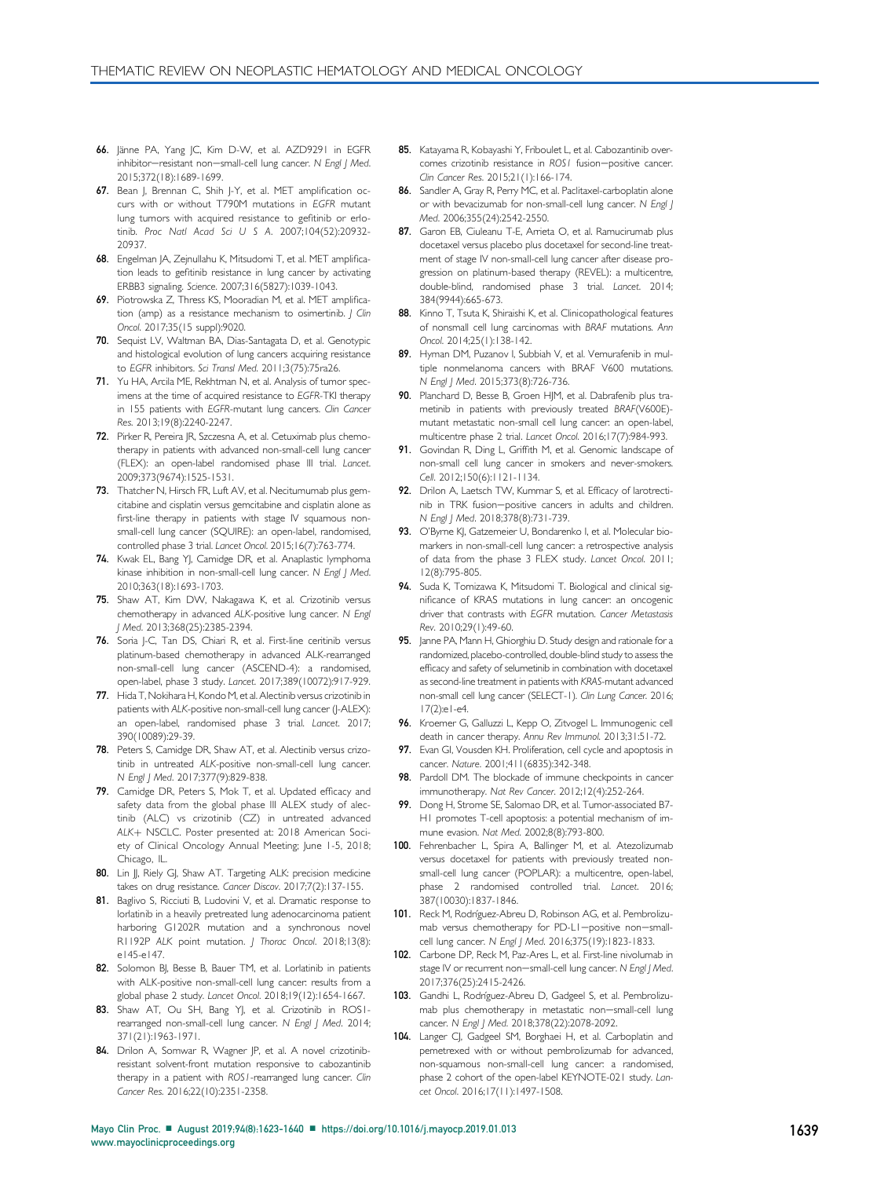66. Jänne PA, Yang JC, Kim D-W, et al. AZD9291 in EGFR inhibitor–resistant non–small-cell lung cancer. *N Engl J Med*. 2015;372(18):1689-1699.
67. Bean J, Brennan C, Shih J-Y, et al. MET amplification occurs with or without T790M mutations in *EGFR* mutant lung tumors with acquired resistance to gefitinib or erlotinib. *Proc Natl Acad Sci U S A*. 2007;104(52):20932-20937.
68. Engelman JA, Zejnullahu K, Mitsudomi T, et al. MET amplification leads to gefitinib resistance in lung cancer by activating ERBB3 signaling. *Science*. 2007;316(5827):1039-1043.
69. Piotrowska Z, Thress KS, Mooradian M, et al. MET amplification (amp) as a resistance mechanism to osimertinib. *J Clin Oncol*. 2017;35(15 suppl):9020.
70. Sequist LV, Waltman BA, Dias-Santagata D, et al. Genotypic and histological evolution of lung cancers acquiring resistance to *EGFR* inhibitors. *Sci Transl Med*. 2011;3(75):75ra26.
71. Yu HA, Arcila ME, Rekhtman N, et al. Analysis of tumor specimens at the time of acquired resistance to *EGFR*-TKI therapy in 155 patients with *EGFR*-mutant lung cancers. *Clin Cancer Res*. 2013;19(8):2240-2247.
72. Pirker R, Pereira JR, Szczesna A, et al. Cetuximab plus chemotherapy in patients with advanced non-small-cell lung cancer (FLEX): an open-label randomised phase III trial. *Lancet*. 2009;373(9674):1525-1531.
73. Thatcher N, Hirsch FR, Luft AV, et al. Necitumumab plus gemcitabine and cisplatin versus gemcitabine and cisplatin alone as first-line therapy in patients with stage IV squamous non-small-cell lung cancer (SQUIRE): an open-label, randomised, controlled phase 3 trial. *Lancet Oncol*. 2015;16(7):763-774.
74. Kwak EL, Bang YJ, Camidge DR, et al. Anaplastic lymphoma kinase inhibition in non-small-cell lung cancer. *N Engl J Med*. 2010;363(18):1693-1703.
75. Shaw AT, Kim DW, Nakagawa K, et al. Crizotinib versus chemotherapy in advanced ALK-positive lung cancer. *N Engl J Med*. 2013;368(25):2385-2394.
76. Soria J-C, Tan DS, Chiari R, et al. First-line ceritinib versus platinum-based chemotherapy in advanced ALK-rearranged non-small-cell lung cancer (ASCEND-4): a randomised, open-label, phase 3 study. *Lancet*. 2017;389(10072):917-929.
77. Hida T, Nokihara H, Kondo M, et al. Alectinib versus crizotinib in patients with *ALK*-positive non-small-cell lung cancer (J-ALEX): an open-label, randomised phase 3 trial. *Lancet*. 2017; 390(10089):29-39.
78. Peters S, Camidge DR, Shaw AT, et al. Alectinib versus crizotinib in untreated *ALK*-positive non-small-cell lung cancer. *N Engl J Med*. 2017;377(9):829-838.
79. Camidge DR, Peters S, Mok T, et al. Updated efficacy and safety data from the global phase III ALEX study of alectinib (ALC) vs crizotinib (CZ) in untreated advanced ALK+ NSCLC. Poster presented at: 2018 American Society of Clinical Oncology Annual Meeting; June 1-5, 2018; Chicago, IL.
80. Lin JJ, Riely GJ, Shaw AT. Targeting ALK: precision medicine takes on drug resistance. *Cancer Discov*. 2017;7(2):137-155.
81. Baglivo S, Ricciuti B, Ludovini V, et al. Dramatic response to lorlatinib in a heavily pretreated lung adenocarcinoma patient harboring G1202R mutation and a synchronous novel R1192P *ALK* point mutation. *J Thorac Oncol*. 2018;13(8): e145-e147.
82. Solomon BJ, Besse B, Bauer TM, et al. Lorlatinib in patients with ALK-positive non-small-cell lung cancer: results from a global phase 2 study. *Lancet Oncol*. 2018;19(12):1654-1667.
83. Shaw AT, Ou SH, Bang YJ, et al. Crizotinib in ROS1-rearranged non-small-cell lung cancer. *N Engl J Med*. 2014; 371(21):1963-1971.
84. Drilon A, Somwar R, Wagner JP, et al. A novel crizotinib-resistant solvent-front mutation responsive to cabozantinib therapy in a patient with *ROS1*-rearranged lung cancer. *Clin Cancer Res*. 2016;22(10):2351-2358.
85. Katayama R, Kobayashi Y, Friboulet L, et al. Cabozantinib overcomes crizotinib resistance in *ROS1* fusion–positive cancer. *Clin Cancer Res*. 2015;21(1):166-174.
86. Sandler A, Gray R, Perry MC, et al. Paclitaxel-carboplatin alone or with bevacizumab for non-small-cell lung cancer. *N Engl J Med*. 2006;355(24):2542-2550.
87. Garon EB, Ciuleanu T-E, Arrieta O, et al. Ramucirumab plus docetaxel versus placebo plus docetaxel for second-line treatment of stage IV non-small-cell lung cancer after disease progression on platinum-based therapy (REVEL): a multicentre, double-blind, randomised phase 3 trial. *Lancet*. 2014; 384(9944):665-673.
88. Kinno T, Tsuta K, Shiraishi K, et al. Clinicopathological features of nonsmall cell lung carcinomas with *BRAF* mutations. *Ann Oncol*. 2014;25(1):138-142.
89. Hyman DM, Puzanov I, Subbiah V, et al. Vemurafenib in multiple nonmelanoma cancers with BRAF V600 mutations. *N Engl J Med*. 2015;373(8):726-736.
90. Planchard D, Besse B, Groen HJM, et al. Dabrafenib plus trametinib in patients with previously treated *BRAF*(V600E)-mutant metastatic non-small cell lung cancer: an open-label, multicentre phase 2 trial. *Lancet Oncol*. 2016;17(7):984-993.
91. Govindan R, Ding L, Griffith M, et al. Genomic landscape of non-small cell lung cancer in smokers and never-smokers. *Cell*. 2012;150(6):1121-1134.
92. Drilon A, Laetsch TW, Kummar S, et al. Efficacy of larotrectinib in TRK fusion–positive cancers in adults and children. *N Engl J Med*. 2018;378(8):731-739.
93. O'Byrne KJ, Gatzemeier U, Bondarenko I, et al. Molecular biomarkers in non-small-cell lung cancer: a retrospective analysis of data from the phase 3 FLEX study. *Lancet Oncol*. 2011; 12(8):795-805.
94. Suda K, Tomizawa K, Mitsudomi T. Biological and clinical significance of KRAS mutations in lung cancer: an oncogenic driver that contrasts with *EGFR* mutation. *Cancer Metastasis Rev*. 2010;29(1):49-60.
95. Janne PA, Mann H, Ghiorghiu D. Study design and rationale for a randomized, placebo-controlled, double-blind study to assess the efficacy and safety of selumetinib in combination with docetaxel as second-line treatment in patients with *KRAS*-mutant advanced non-small cell lung cancer (SELECT-1). *Clin Lung Cancer*. 2016; 17(2):e1-e4.
96. Kroemer G, Galluzzi L, Kepp O, Zitvogel L. Immunogenic cell death in cancer therapy. *Annu Rev Immunol*. 2013;31:51-72.
97. Evan GI, Vousden KH. Proliferation, cell cycle and apoptosis in cancer. *Nature*. 2001;411(6835):342-348.
98. Pardoll DM. The blockade of immune checkpoints in cancer immunotherapy. *Nat Rev Cancer*. 2012;12(4):252-264.
99. Dong H, Strome SE, Salomao DR, et al. Tumor-associated B7-H1 promotes T-cell apoptosis: a potential mechanism of immune evasion. *Nat Med*. 2002;8(8):793-800.
100. Fehrenbacher L, Spira A, Ballinger M, et al. Atezolizumab versus docetaxel for patients with previously treated non-small-cell lung cancer (POPLAR): a multicentre, open-label, phase 2 randomised controlled trial. *Lancet*. 2016; 387(10030):1837-1846.
101. Reck M, Rodríguez-Abreu D, Robinson AG, et al. Pembrolizumab versus chemotherapy for PD-L1–positive non–small-cell lung cancer. *N Engl J Med*. 2016;375(19):1823-1833.
102. Carbone DP, Reck M, Paz-Ares L, et al. First-line nivolumab in stage IV or recurrent non–small-cell lung cancer. *N Engl J Med*. 2017;376(25):2415-2426.
103. Gandhi L, Rodríguez-Abreu D, Gadgeel S, et al. Pembrolizumab plus chemotherapy in metastatic non–small-cell lung cancer. *N Engl J Med*. 2018;378(22):2078-2092.
104. Langer CJ, Gadgeel SM, Borghaei H, et al. Carboplatin and pemetrexed with or without pembrolizumab for advanced, non-squamous non-small-cell lung cancer: a randomised, phase 2 cohort of the open-label KEYNOTE-021 study. *Lancet Oncol*. 2016;17(11):1497-1508.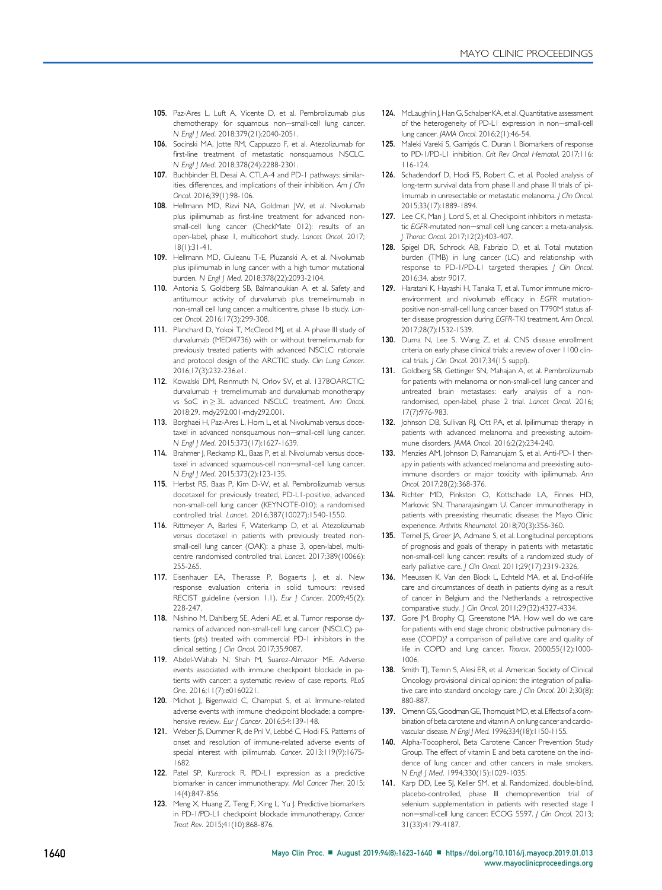105. Paz-Ares L, Luft A, Vicente D, et al. Pembrolizumab plus chemotherapy for squamous non−small-cell lung cancer. *N Engl J Med*. 2018;379(21):2040-2051.

106. Socinski MA, Jotte RM, Cappuzzo F, et al. Atezolizumab for first-line treatment of metastatic nonsquamous NSCLC. *N Engl J Med*. 2018;378(24):2288-2301.

107. Buchbinder EI, Desai A. CTLA-4 and PD-1 pathways: similarities, differences, and implications of their inhibition. *Am J Clin Oncol*. 2016;39(1):98-106.

108. Hellmann MD, Rizvi NA, Goldman JW, et al. Nivolumab plus ipilimumab as first-line treatment for advanced non-small-cell lung cancer (CheckMate 012): results of an open-label, phase 1, multicohort study. *Lancet Oncol*. 2017; 18(1):31-41.

109. Hellmann MD, Ciuleanu T-E, Pluzanski A, et al. Nivolumab plus ipilimumab in lung cancer with a high tumor mutational burden. *N Engl J Med*. 2018;378(22):2093-2104.

110. Antonia S, Goldberg SB, Balmanoukian A, et al. Safety and antitumour activity of durvalumab plus tremelimumab in non-small cell lung cancer: a multicentre, phase 1b study. *Lancet Oncol*. 2016;17(3):299-308.

111. Planchard D, Yokoi T, McCleod MJ, et al. A phase III study of durvalumab (MEDI4736) with or without tremelimumab for previously treated patients with advanced NSCLC: rationale and protocol design of the ARCTIC study. *Clin Lung Cancer*. 2016;17(3):232-236.e1.

112. Kowalski DM, Reinmuth N, Orlov SV, et al. 1378OARCTIC: durvalumab + tremelimumab and durvalumab monotherapy vs SoC in ≥ 3L advanced NSCLC treatment. *Ann Oncol*. 2018;29. mdy292.001-mdy292.001.

113. Borghaei H, Paz-Ares L, Horn L, et al. Nivolumab versus docetaxel in advanced nonsquamous non−small-cell lung cancer. *N Engl J Med*. 2015;373(17):1627-1639.

114. Brahmer J, Reckamp KL, Baas P, et al. Nivolumab versus docetaxel in advanced squamous-cell non−small-cell lung cancer. *N Engl J Med*. 2015;373(2):123-135.

115. Herbst RS, Baas P, Kim D-W, et al. Pembrolizumab versus docetaxel for previously treated, PD-L1-positive, advanced non-small-cell lung cancer (KEYNOTE-010): a randomised controlled trial. *Lancet*. 2016;387(10027):1540-1550.

116. Rittmeyer A, Barlesi F, Waterkamp D, et al. Atezolizumab versus docetaxel in patients with previously treated non-small-cell lung cancer (OAK): a phase 3, open-label, multicentre randomised controlled trial. *Lancet*. 2017;389(10066): 255-265.

117. Eisenhauer EA, Therasse P, Bogaerts J, et al. New response evaluation criteria in solid tumours: revised RECIST guideline (version 1.1). *Eur J Cancer*. 2009;45(2): 228-247.

118. Nishino M, Dahlberg SE, Adeni AE, et al. Tumor response dynamics of advanced non-small-cell lung cancer (NSCLC) patients (pts) treated with commercial PD-1 inhibitors in the clinical setting. *J Clin Oncol*. 2017;35:9087.

119. Abdel-Wahab N, Shah M, Suarez-Almazor ME. Adverse events associated with immune checkpoint blockade in patients with cancer: a systematic review of case reports. *PLoS One*. 2016;11(7):e0160221.

120. Michot J, Bigenwald C, Champiat S, et al. Immune-related adverse events with immune checkpoint blockade: a comprehensive review. *Eur J Cancer*. 2016;54:139-148.

121. Weber JS, Dummer R, de Pril V, Lebbé C, Hodi FS. Patterns of onset and resolution of immune-related adverse events of special interest with ipilimumab. *Cancer*. 2013;119(9):1675-1682.

122. Patel SP, Kurzrock R. PD-L1 expression as a predictive biomarker in cancer immunotherapy. *Mol Cancer Ther*. 2015; 14(4):847-856.

123. Meng X, Huang Z, Teng F, Xing L, Yu J. Predictive biomarkers in PD-1/PD-L1 checkpoint blockade immunotherapy. *Cancer Treat Rev*. 2015;41(10):868-876.

124. McLaughlin J, Han G, Schalper KA, et al. Quantitative assessment of the heterogeneity of PD-L1 expression in non−small-cell lung cancer. *JAMA Oncol*. 2016;2(1):46-54.

125. Maleki Vareki S, Garrigós C, Duran I. Biomarkers of response to PD-1/PD-L1 inhibition. *Crit Rev Oncol Hematol*. 2017;116: 116-124.

126. Schadendorf D, Hodi FS, Robert C, et al. Pooled analysis of long-term survival data from phase II and phase III trials of ipilimumab in unresectable or metastatic melanoma. *J Clin Oncol*. 2015;33(17):1889-1894.

127. Lee CK, Man J, Lord S, et al. Checkpoint inhibitors in metastatic *EGFR*-mutated non−small cell lung cancer: a meta-analysis. *J Thorac Oncol*. 2017;12(2):403-407.

128. Spigel DR, Schrock AB, Fabrizio D, et al. Total mutation burden (TMB) in lung cancer (LC) and relationship with response to PD-1/PD-L1 targeted therapies. *J Clin Oncol*. 2016;34. abstr 9017.

129. Haratani K, Hayashi H, Tanaka T, et al. Tumor immune microenvironment and nivolumab efficacy in *EGFR* mutation-positive non-small-cell lung cancer based on T790M status after disease progression during *EGFR*-TKI treatment. *Ann Oncol*. 2017;28(7):1532-1539.

130. Duma N, Lee S, Wang Z, et al. CNS disease enrollment criteria on early phase clinical trials: a review of over 1100 clinical trials. *J Clin Oncol*. 2017;34(15 suppl).

131. Goldberg SB, Gettinger SN, Mahajan A, et al. Pembrolizumab for patients with melanoma or non-small-cell lung cancer and untreated brain metastases: early analysis of a non-randomised, open-label, phase 2 trial. *Lancet Oncol*. 2016; 17(7):976-983.

132. Johnson DB, Sullivan RJ, Ott PA, et al. Ipilimumab therapy in patients with advanced melanoma and preexisting autoimmune disorders. *JAMA Oncol*. 2016;2(2):234-240.

133. Menzies AM, Johnson D, Ramanujam S, et al. Anti-PD-1 therapy in patients with advanced melanoma and preexisting autoimmune disorders or major toxicity with ipilimumab. *Ann Oncol*. 2017;28(2):368-376.

134. Richter MD, Pinkston O, Kottschade LA, Finnes HD, Markovic SN, Thanarajasingam U. Cancer immunotherapy in patients with preexisting rheumatic disease: the Mayo Clinic experience. *Arthritis Rheumatol*. 2018;70(3):356-360.

135. Temel JS, Greer JA, Admane S, et al. Longitudinal perceptions of prognosis and goals of therapy in patients with metastatic non-small-cell lung cancer: results of a randomized study of early palliative care. *J Clin Oncol*. 2011;29(17):2319-2326.

136. Meeussen K, Van den Block L, Echteld MA, et al. End-of-life care and circumstances of death in patients dying as a result of cancer in Belgium and the Netherlands: a retrospective comparative study. *J Clin Oncol*. 2011;29(32):4327-4334.

137. Gore JM, Brophy CJ, Greenstone MA. How well do we care for patients with end stage chronic obstructive pulmonary disease (COPD)? a comparison of palliative care and quality of life in COPD and lung cancer. *Thorax*. 2000;55(12):1000-1006.

138. Smith TJ, Temin S, Alesi ER, et al. American Society of Clinical Oncology provisional clinical opinion: the integration of palliative care into standard oncology care. *J Clin Oncol*. 2012;30(8): 880-887.

139. Omenn GS, Goodman GE, Thornquist MD, et al. Effects of a combination of beta carotene and vitamin A on lung cancer and cardiovascular disease. *N Engl J Med*. 1996;334(18):1150-1155.

140. Alpha-Tocopherol, Beta Carotene Cancer Prevention Study Group. The effect of vitamin E and beta carotene on the incidence of lung cancer and other cancers in male smokers. *N Engl J Med*. 1994;330(15):1029-1035.

141. Karp DD, Lee SJ, Keller SM, et al. Randomized, double-blind, placebo-controlled, phase III chemoprevention trial of selenium supplementation in patients with resected stage I non−small-cell lung cancer: ECOG 5597. *J Clin Oncol*. 2013; 31(33):4179-4187.